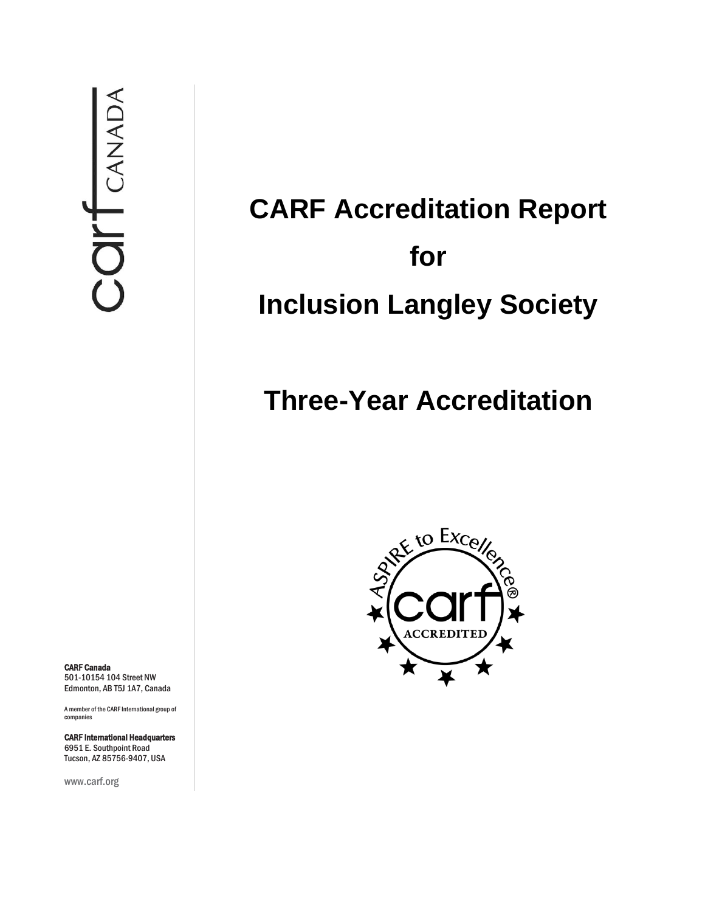# CARF Accreditation Report

# for

# Inclusion Langley Society

# Three-Year Accreditation

**CARF Canada**
501-10154 104 Street NW
Edmonton, AB T5J 1A7, Canada

A member of the CARF International group of companies

**CARF International Headquarters**
6951 E. Southpoint Road
Tucson, AZ 85756-9407, USA

www.carf.org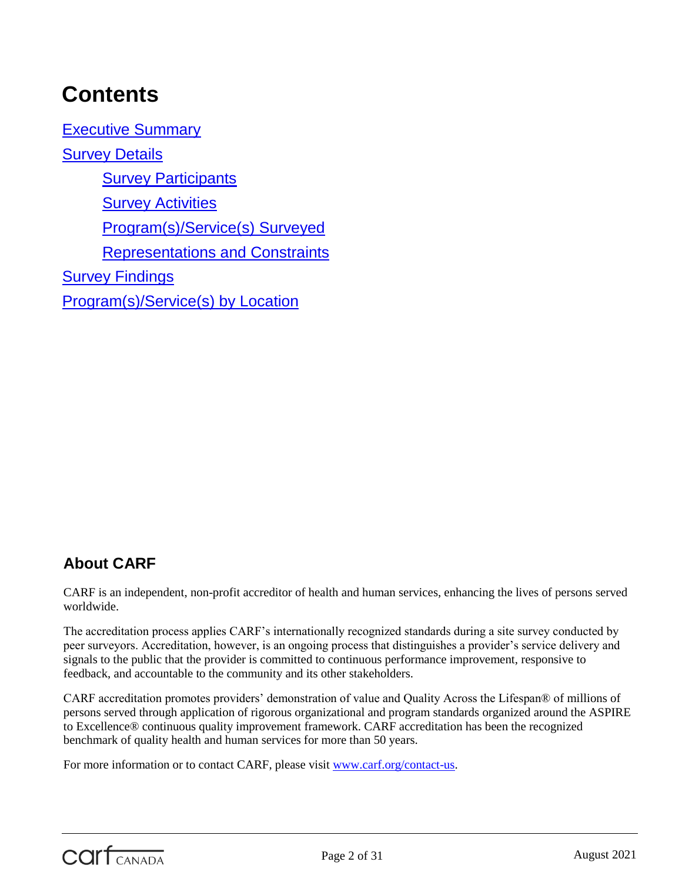# Contents

[Executive Summary]

[Survey Details]

- [Survey Participants]
- [Survey Activities]
- [Program(s)/Service(s) Surveyed]
- [Representations and Constraints]

[Survey Findings]

[Program(s)/Service(s) by Location]

## About CARF

CARF is an independent, non-profit accreditor of health and human services, enhancing the lives of persons served worldwide.

The accreditation process applies CARF's internationally recognized standards during a site survey conducted by peer surveyors. Accreditation, however, is an ongoing process that distinguishes a provider's service delivery and signals to the public that the provider is committed to continuous performance improvement, responsive to feedback, and accountable to the community and its other stakeholders.

CARF accreditation promotes providers' demonstration of value and Quality Across the Lifespan® of millions of persons served through application of rigorous organizational and program standards organized around the ASPIRE to Excellence® continuous quality improvement framework. CARF accreditation has been the recognized benchmark of quality health and human services for more than 50 years.

For more information or to contact CARF, please visit www.carf.org/contact-us.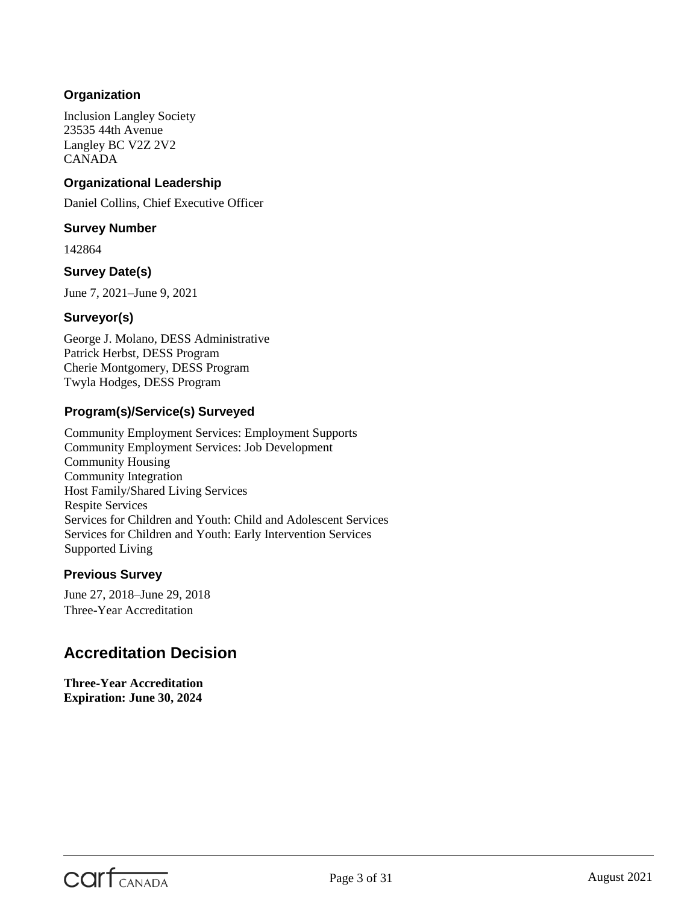### Organization

Inclusion Langley Society
23535 44th Avenue
Langley BC V2Z 2V2
CANADA

### Organizational Leadership

Daniel Collins, Chief Executive Officer

### Survey Number

142864

### Survey Date(s)

June 7, 2021–June 9, 2021

### Surveyor(s)

George J. Molano, DESS Administrative
Patrick Herbst, DESS Program
Cherie Montgomery, DESS Program
Twyla Hodges, DESS Program

### Program(s)/Service(s) Surveyed

Community Employment Services: Employment Supports
Community Employment Services: Job Development
Community Housing
Community Integration
Host Family/Shared Living Services
Respite Services
Services for Children and Youth: Child and Adolescent Services
Services for Children and Youth: Early Intervention Services
Supported Living

### Previous Survey

June 27, 2018–June 29, 2018
Three-Year Accreditation

## Accreditation Decision

**Three-Year Accreditation**
**Expiration: June 30, 2024**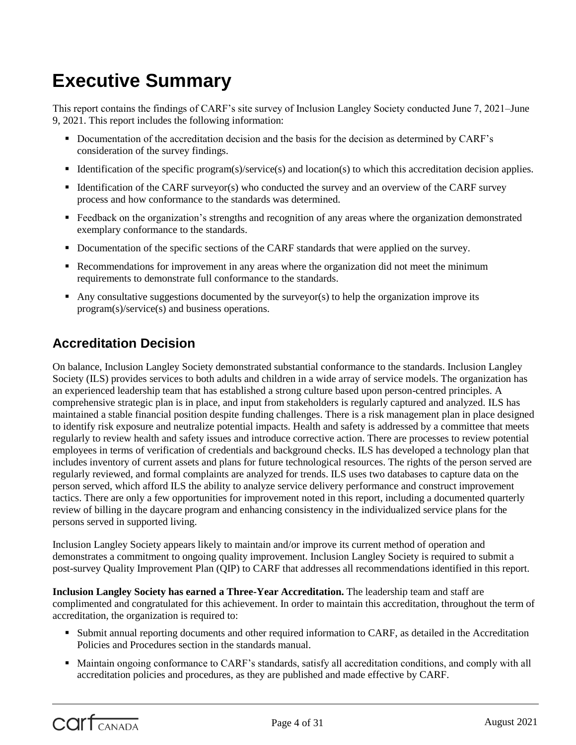# Executive Summary

This report contains the findings of CARF's site survey of Inclusion Langley Society conducted June 7, 2021–June 9, 2021. This report includes the following information:

- Documentation of the accreditation decision and the basis for the decision as determined by CARF's consideration of the survey findings.
- Identification of the specific program(s)/service(s) and location(s) to which this accreditation decision applies.
- Identification of the CARF surveyor(s) who conducted the survey and an overview of the CARF survey process and how conformance to the standards was determined.
- Feedback on the organization's strengths and recognition of any areas where the organization demonstrated exemplary conformance to the standards.
- Documentation of the specific sections of the CARF standards that were applied on the survey.
- Recommendations for improvement in any areas where the organization did not meet the minimum requirements to demonstrate full conformance to the standards.
- Any consultative suggestions documented by the surveyor(s) to help the organization improve its program(s)/service(s) and business operations.

## Accreditation Decision

On balance, Inclusion Langley Society demonstrated substantial conformance to the standards. Inclusion Langley Society (ILS) provides services to both adults and children in a wide array of service models. The organization has an experienced leadership team that has established a strong culture based upon person-centred principles. A comprehensive strategic plan is in place, and input from stakeholders is regularly captured and analyzed. ILS has maintained a stable financial position despite funding challenges. There is a risk management plan in place designed to identify risk exposure and neutralize potential impacts. Health and safety is addressed by a committee that meets regularly to review health and safety issues and introduce corrective action. There are processes to review potential employees in terms of verification of credentials and background checks. ILS has developed a technology plan that includes inventory of current assets and plans for future technological resources. The rights of the person served are regularly reviewed, and formal complaints are analyzed for trends. ILS uses two databases to capture data on the person served, which afford ILS the ability to analyze service delivery performance and construct improvement tactics. There are only a few opportunities for improvement noted in this report, including a documented quarterly review of billing in the daycare program and enhancing consistency in the individualized service plans for the persons served in supported living.

Inclusion Langley Society appears likely to maintain and/or improve its current method of operation and demonstrates a commitment to ongoing quality improvement. Inclusion Langley Society is required to submit a post-survey Quality Improvement Plan (QIP) to CARF that addresses all recommendations identified in this report.

**Inclusion Langley Society has earned a Three-Year Accreditation.** The leadership team and staff are complimented and congratulated for this achievement. In order to maintain this accreditation, throughout the term of accreditation, the organization is required to:

- Submit annual reporting documents and other required information to CARF, as detailed in the Accreditation Policies and Procedures section in the standards manual.
- Maintain ongoing conformance to CARF's standards, satisfy all accreditation conditions, and comply with all accreditation policies and procedures, as they are published and made effective by CARF.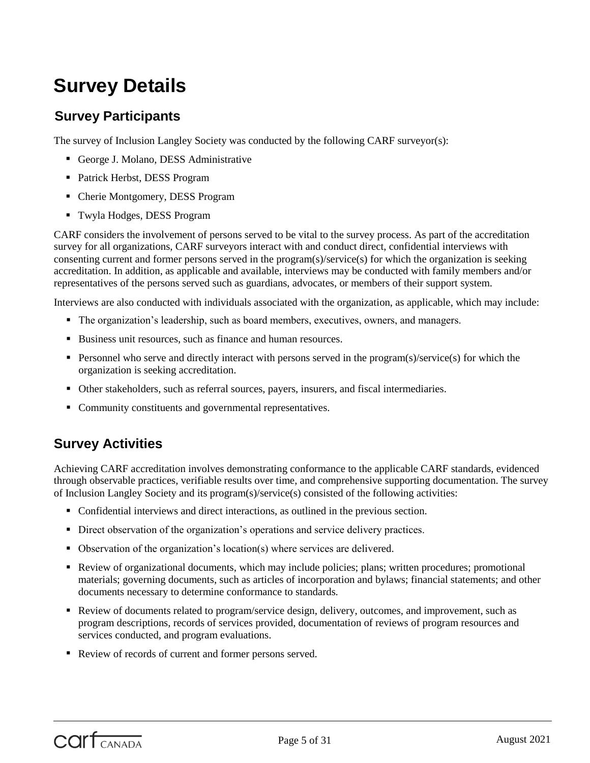# Survey Details

## Survey Participants

The survey of Inclusion Langley Society was conducted by the following CARF surveyor(s):

- George J. Molano, DESS Administrative
- Patrick Herbst, DESS Program
- Cherie Montgomery, DESS Program
- Twyla Hodges, DESS Program

CARF considers the involvement of persons served to be vital to the survey process. As part of the accreditation survey for all organizations, CARF surveyors interact with and conduct direct, confidential interviews with consenting current and former persons served in the program(s)/service(s) for which the organization is seeking accreditation. In addition, as applicable and available, interviews may be conducted with family members and/or representatives of the persons served such as guardians, advocates, or members of their support system.

Interviews are also conducted with individuals associated with the organization, as applicable, which may include:

- The organization's leadership, such as board members, executives, owners, and managers.
- Business unit resources, such as finance and human resources.
- Personnel who serve and directly interact with persons served in the program(s)/service(s) for which the organization is seeking accreditation.
- Other stakeholders, such as referral sources, payers, insurers, and fiscal intermediaries.
- Community constituents and governmental representatives.

## Survey Activities

Achieving CARF accreditation involves demonstrating conformance to the applicable CARF standards, evidenced through observable practices, verifiable results over time, and comprehensive supporting documentation. The survey of Inclusion Langley Society and its program(s)/service(s) consisted of the following activities:

- Confidential interviews and direct interactions, as outlined in the previous section.
- Direct observation of the organization's operations and service delivery practices.
- Observation of the organization's location(s) where services are delivered.
- Review of organizational documents, which may include policies; plans; written procedures; promotional materials; governing documents, such as articles of incorporation and bylaws; financial statements; and other documents necessary to determine conformance to standards.
- Review of documents related to program/service design, delivery, outcomes, and improvement, such as program descriptions, records of services provided, documentation of reviews of program resources and services conducted, and program evaluations.
- Review of records of current and former persons served.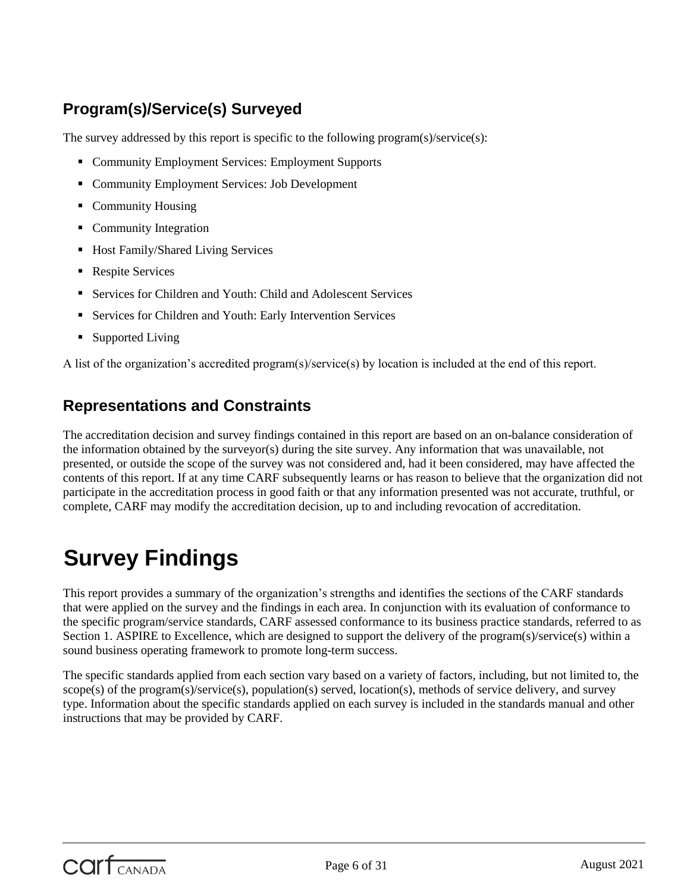## Program(s)/Service(s) Surveyed

The survey addressed by this report is specific to the following program(s)/service(s):

- Community Employment Services: Employment Supports
- Community Employment Services: Job Development
- Community Housing
- Community Integration
- Host Family/Shared Living Services
- Respite Services
- Services for Children and Youth: Child and Adolescent Services
- Services for Children and Youth: Early Intervention Services
- Supported Living

A list of the organization's accredited program(s)/service(s) by location is included at the end of this report.

## Representations and Constraints

The accreditation decision and survey findings contained in this report are based on an on-balance consideration of the information obtained by the surveyor(s) during the site survey. Any information that was unavailable, not presented, or outside the scope of the survey was not considered and, had it been considered, may have affected the contents of this report. If at any time CARF subsequently learns or has reason to believe that the organization did not participate in the accreditation process in good faith or that any information presented was not accurate, truthful, or complete, CARF may modify the accreditation decision, up to and including revocation of accreditation.

# Survey Findings

This report provides a summary of the organization's strengths and identifies the sections of the CARF standards that were applied on the survey and the findings in each area. In conjunction with its evaluation of conformance to the specific program/service standards, CARF assessed conformance to its business practice standards, referred to as Section 1. ASPIRE to Excellence, which are designed to support the delivery of the program(s)/service(s) within a sound business operating framework to promote long-term success.

The specific standards applied from each section vary based on a variety of factors, including, but not limited to, the scope(s) of the program(s)/service(s), population(s) served, location(s), methods of service delivery, and survey type. Information about the specific standards applied on each survey is included in the standards manual and other instructions that may be provided by CARF.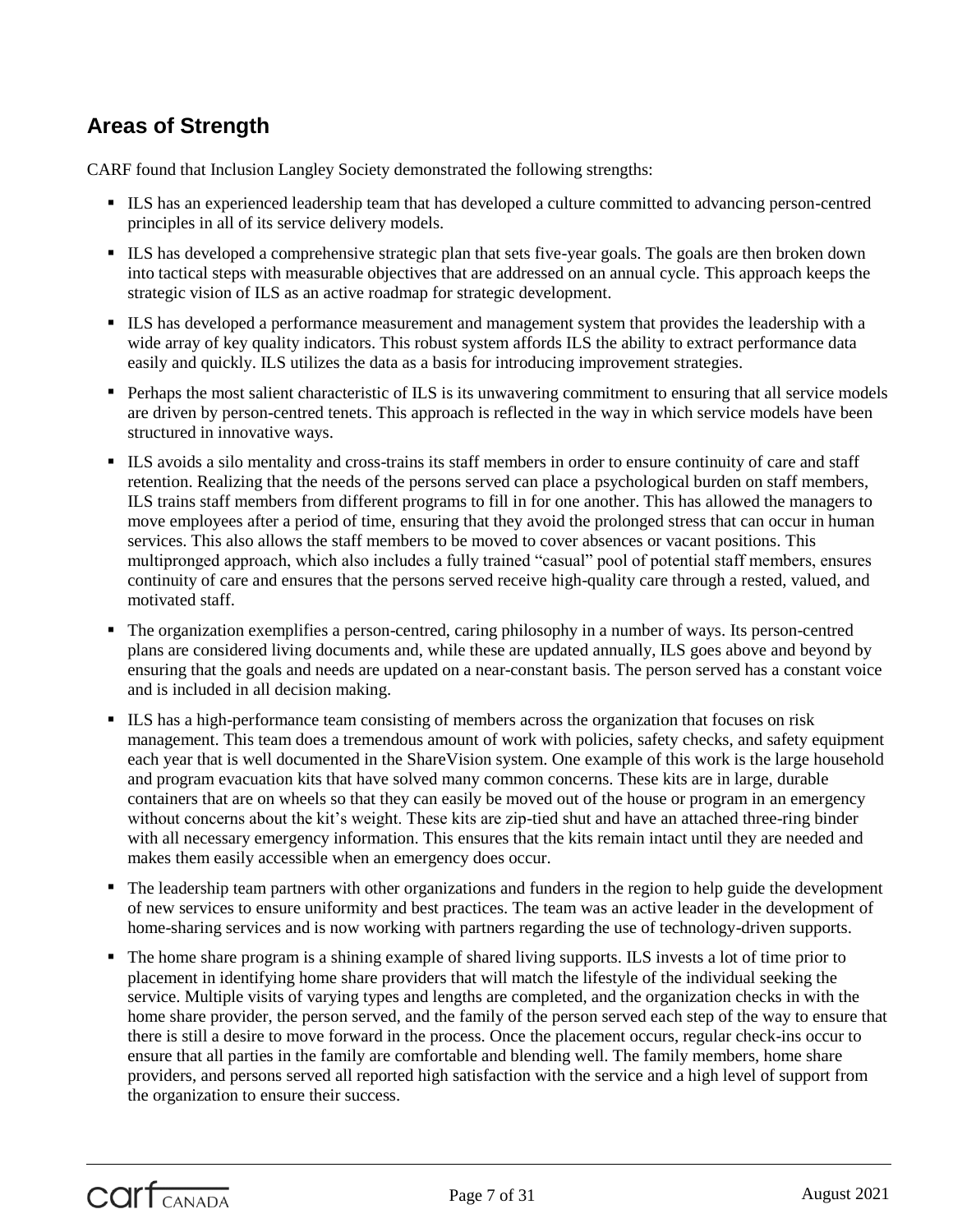## Areas of Strength

CARF found that Inclusion Langley Society demonstrated the following strengths:

- ILS has an experienced leadership team that has developed a culture committed to advancing person-centred principles in all of its service delivery models.
- ILS has developed a comprehensive strategic plan that sets five-year goals. The goals are then broken down into tactical steps with measurable objectives that are addressed on an annual cycle. This approach keeps the strategic vision of ILS as an active roadmap for strategic development.
- ILS has developed a performance measurement and management system that provides the leadership with a wide array of key quality indicators. This robust system affords ILS the ability to extract performance data easily and quickly. ILS utilizes the data as a basis for introducing improvement strategies.
- Perhaps the most salient characteristic of ILS is its unwavering commitment to ensuring that all service models are driven by person-centred tenets. This approach is reflected in the way in which service models have been structured in innovative ways.
- ILS avoids a silo mentality and cross-trains its staff members in order to ensure continuity of care and staff retention. Realizing that the needs of the persons served can place a psychological burden on staff members, ILS trains staff members from different programs to fill in for one another. This has allowed the managers to move employees after a period of time, ensuring that they avoid the prolonged stress that can occur in human services. This also allows the staff members to be moved to cover absences or vacant positions. This multipronged approach, which also includes a fully trained "casual" pool of potential staff members, ensures continuity of care and ensures that the persons served receive high-quality care through a rested, valued, and motivated staff.
- The organization exemplifies a person-centred, caring philosophy in a number of ways. Its person-centred plans are considered living documents and, while these are updated annually, ILS goes above and beyond by ensuring that the goals and needs are updated on a near-constant basis. The person served has a constant voice and is included in all decision making.
- ILS has a high-performance team consisting of members across the organization that focuses on risk management. This team does a tremendous amount of work with policies, safety checks, and safety equipment each year that is well documented in the ShareVision system. One example of this work is the large household and program evacuation kits that have solved many common concerns. These kits are in large, durable containers that are on wheels so that they can easily be moved out of the house or program in an emergency without concerns about the kit's weight. These kits are zip-tied shut and have an attached three-ring binder with all necessary emergency information. This ensures that the kits remain intact until they are needed and makes them easily accessible when an emergency does occur.
- The leadership team partners with other organizations and funders in the region to help guide the development of new services to ensure uniformity and best practices. The team was an active leader in the development of home-sharing services and is now working with partners regarding the use of technology-driven supports.
- The home share program is a shining example of shared living supports. ILS invests a lot of time prior to placement in identifying home share providers that will match the lifestyle of the individual seeking the service. Multiple visits of varying types and lengths are completed, and the organization checks in with the home share provider, the person served, and the family of the person served each step of the way to ensure that there is still a desire to move forward in the process. Once the placement occurs, regular check-ins occur to ensure that all parties in the family are comfortable and blending well. The family members, home share providers, and persons served all reported high satisfaction with the service and a high level of support from the organization to ensure their success.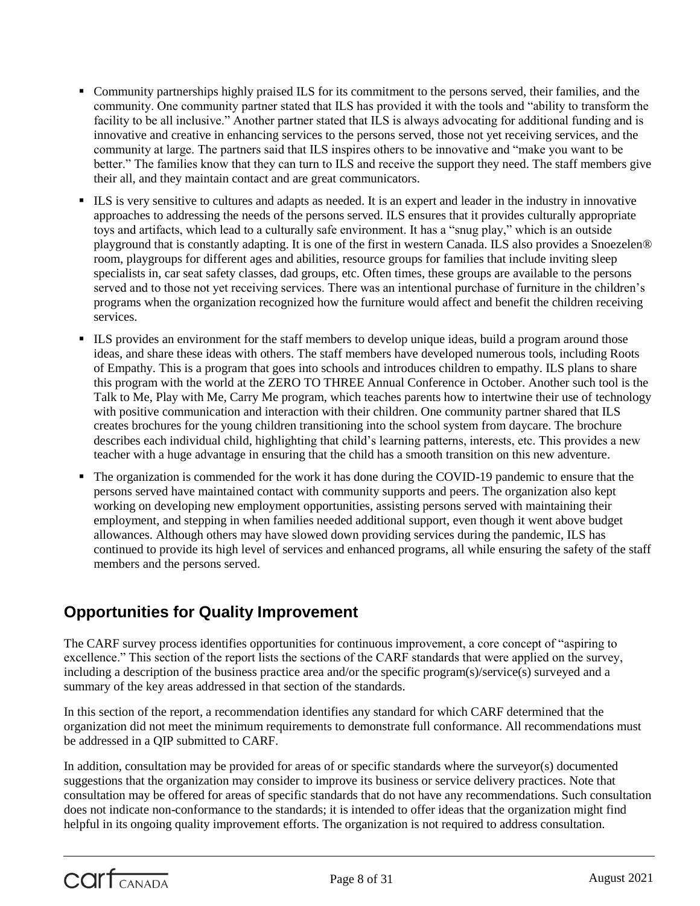- Community partnerships highly praised ILS for its commitment to the persons served, their families, and the community. One community partner stated that ILS has provided it with the tools and "ability to transform the facility to be all inclusive." Another partner stated that ILS is always advocating for additional funding and is innovative and creative in enhancing services to the persons served, those not yet receiving services, and the community at large. The partners said that ILS inspires others to be innovative and "make you want to be better." The families know that they can turn to ILS and receive the support they need. The staff members give their all, and they maintain contact and are great communicators.
- ILS is very sensitive to cultures and adapts as needed. It is an expert and leader in the industry in innovative approaches to addressing the needs of the persons served. ILS ensures that it provides culturally appropriate toys and artifacts, which lead to a culturally safe environment. It has a "snug play," which is an outside playground that is constantly adapting. It is one of the first in western Canada. ILS also provides a Snoezelen® room, playgroups for different ages and abilities, resource groups for families that include inviting sleep specialists in, car seat safety classes, dad groups, etc. Often times, these groups are available to the persons served and to those not yet receiving services. There was an intentional purchase of furniture in the children's programs when the organization recognized how the furniture would affect and benefit the children receiving services.
- ILS provides an environment for the staff members to develop unique ideas, build a program around those ideas, and share these ideas with others. The staff members have developed numerous tools, including Roots of Empathy. This is a program that goes into schools and introduces children to empathy. ILS plans to share this program with the world at the ZERO TO THREE Annual Conference in October. Another such tool is the Talk to Me, Play with Me, Carry Me program, which teaches parents how to intertwine their use of technology with positive communication and interaction with their children. One community partner shared that ILS creates brochures for the young children transitioning into the school system from daycare. The brochure describes each individual child, highlighting that child's learning patterns, interests, etc. This provides a new teacher with a huge advantage in ensuring that the child has a smooth transition on this new adventure.
- The organization is commended for the work it has done during the COVID-19 pandemic to ensure that the persons served have maintained contact with community supports and peers. The organization also kept working on developing new employment opportunities, assisting persons served with maintaining their employment, and stepping in when families needed additional support, even though it went above budget allowances. Although others may have slowed down providing services during the pandemic, ILS has continued to provide its high level of services and enhanced programs, all while ensuring the safety of the staff members and the persons served.

## Opportunities for Quality Improvement

The CARF survey process identifies opportunities for continuous improvement, a core concept of "aspiring to excellence." This section of the report lists the sections of the CARF standards that were applied on the survey, including a description of the business practice area and/or the specific program(s)/service(s) surveyed and a summary of the key areas addressed in that section of the standards.

In this section of the report, a recommendation identifies any standard for which CARF determined that the organization did not meet the minimum requirements to demonstrate full conformance. All recommendations must be addressed in a QIP submitted to CARF.

In addition, consultation may be provided for areas of or specific standards where the surveyor(s) documented suggestions that the organization may consider to improve its business or service delivery practices. Note that consultation may be offered for areas of specific standards that do not have any recommendations. Such consultation does not indicate non-conformance to the standards; it is intended to offer ideas that the organization might find helpful in its ongoing quality improvement efforts. The organization is not required to address consultation.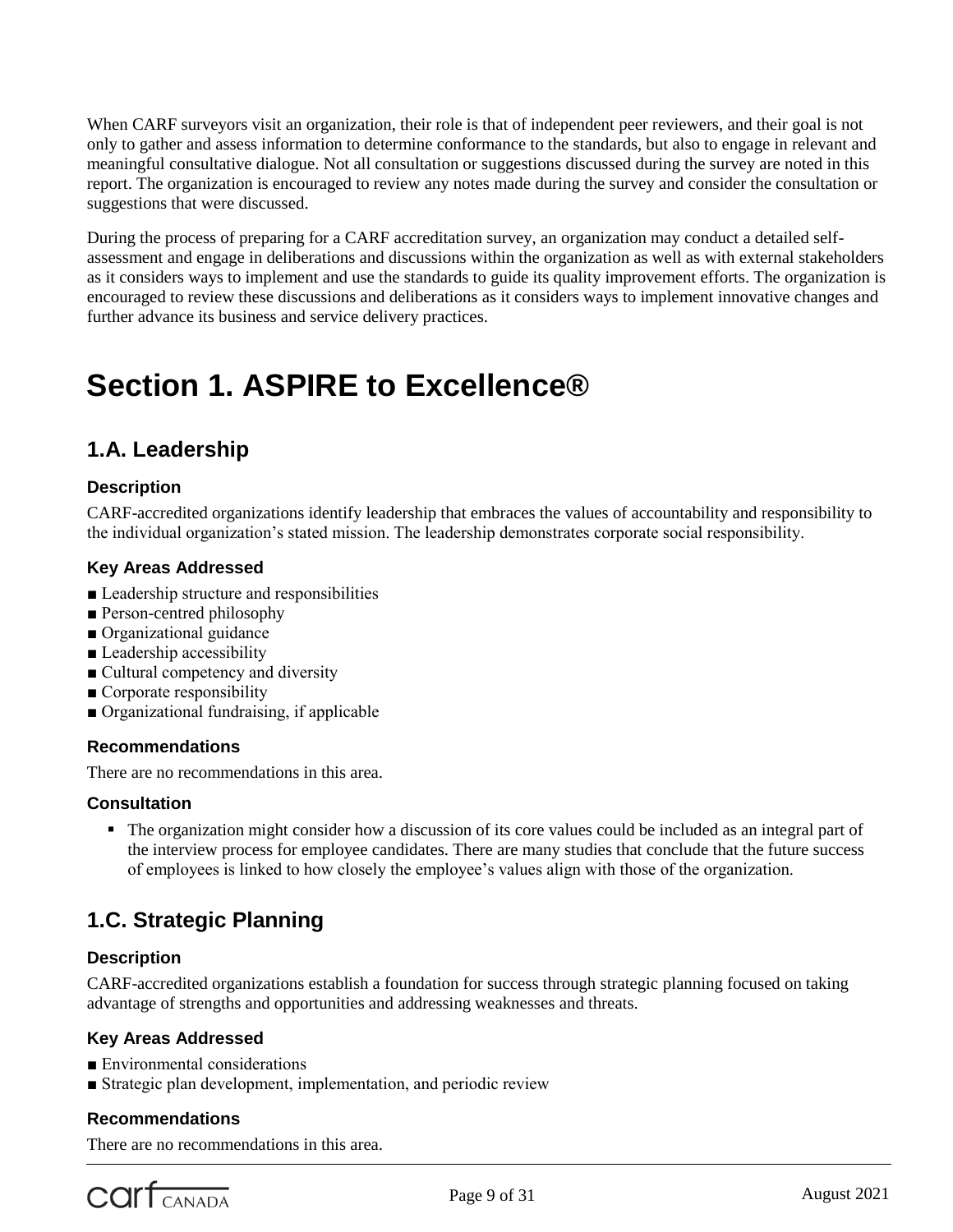When CARF surveyors visit an organization, their role is that of independent peer reviewers, and their goal is not only to gather and assess information to determine conformance to the standards, but also to engage in relevant and meaningful consultative dialogue. Not all consultation or suggestions discussed during the survey are noted in this report. The organization is encouraged to review any notes made during the survey and consider the consultation or suggestions that were discussed.

During the process of preparing for a CARF accreditation survey, an organization may conduct a detailed self-assessment and engage in deliberations and discussions within the organization as well as with external stakeholders as it considers ways to implement and use the standards to guide its quality improvement efforts. The organization is encouraged to review these discussions and deliberations as it considers ways to implement innovative changes and further advance its business and service delivery practices.

# Section 1. ASPIRE to Excellence®

## 1.A. Leadership

### Description

CARF-accredited organizations identify leadership that embraces the values of accountability and responsibility to the individual organization's stated mission. The leadership demonstrates corporate social responsibility.

### Key Areas Addressed

- Leadership structure and responsibilities
- Person-centred philosophy
- Organizational guidance
- Leadership accessibility
- Cultural competency and diversity
- Corporate responsibility
- Organizational fundraising, if applicable

### Recommendations

There are no recommendations in this area.

### Consultation

- The organization might consider how a discussion of its core values could be included as an integral part of the interview process for employee candidates. There are many studies that conclude that the future success of employees is linked to how closely the employee's values align with those of the organization.

## 1.C. Strategic Planning

### Description

CARF-accredited organizations establish a foundation for success through strategic planning focused on taking advantage of strengths and opportunities and addressing weaknesses and threats.

### Key Areas Addressed

- Environmental considerations
- Strategic plan development, implementation, and periodic review

### Recommendations

There are no recommendations in this area.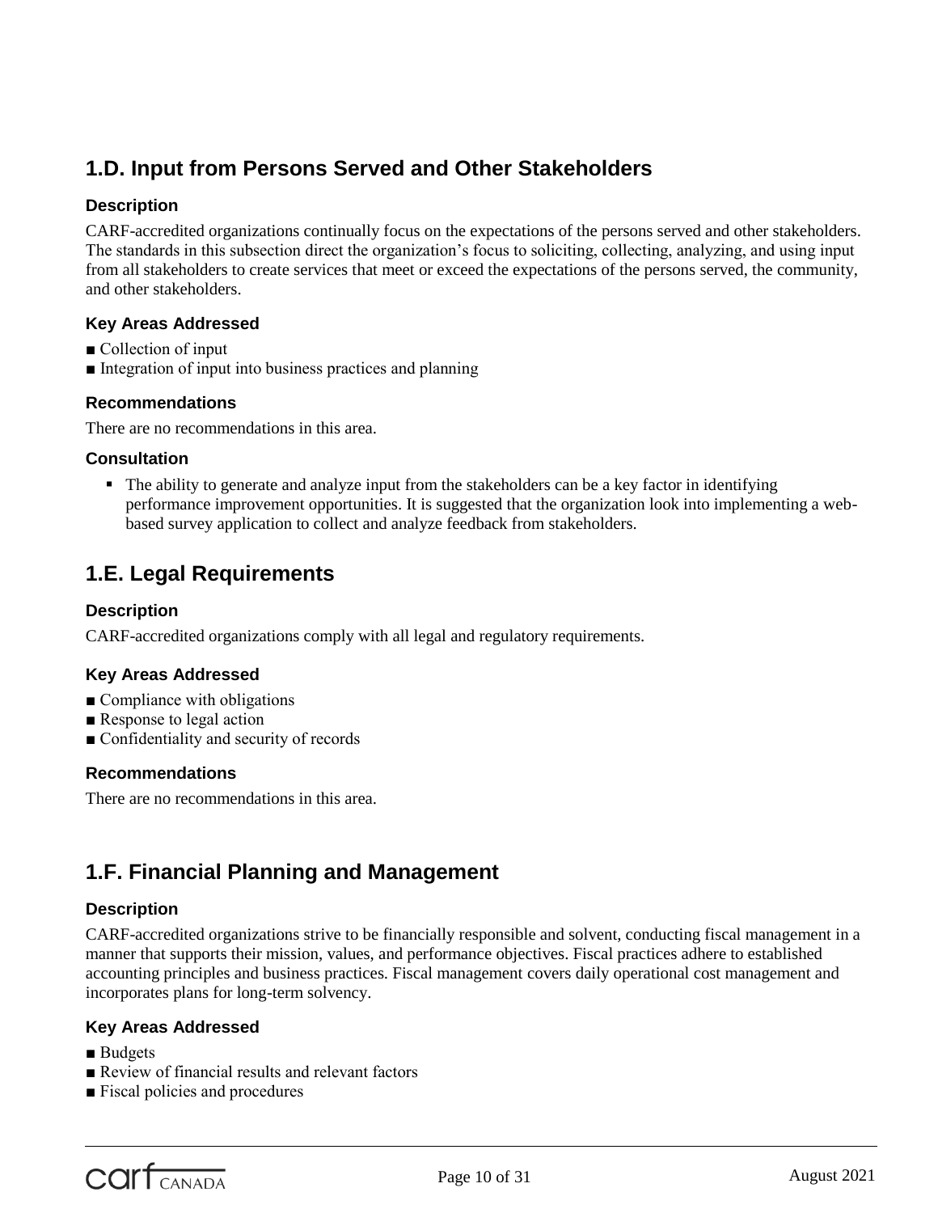## 1.D. Input from Persons Served and Other Stakeholders

### Description

CARF-accredited organizations continually focus on the expectations of the persons served and other stakeholders. The standards in this subsection direct the organization's focus to soliciting, collecting, analyzing, and using input from all stakeholders to create services that meet or exceed the expectations of the persons served, the community, and other stakeholders.

### Key Areas Addressed

- Collection of input
- Integration of input into business practices and planning

### Recommendations

There are no recommendations in this area.

### Consultation

- The ability to generate and analyze input from the stakeholders can be a key factor in identifying performance improvement opportunities. It is suggested that the organization look into implementing a web-based survey application to collect and analyze feedback from stakeholders.

## 1.E. Legal Requirements

### Description

CARF-accredited organizations comply with all legal and regulatory requirements.

### Key Areas Addressed

- Compliance with obligations
- Response to legal action
- Confidentiality and security of records

### Recommendations

There are no recommendations in this area.

## 1.F. Financial Planning and Management

### Description

CARF-accredited organizations strive to be financially responsible and solvent, conducting fiscal management in a manner that supports their mission, values, and performance objectives. Fiscal practices adhere to established accounting principles and business practices. Fiscal management covers daily operational cost management and incorporates plans for long-term solvency.

### Key Areas Addressed

- Budgets
- Review of financial results and relevant factors
- Fiscal policies and procedures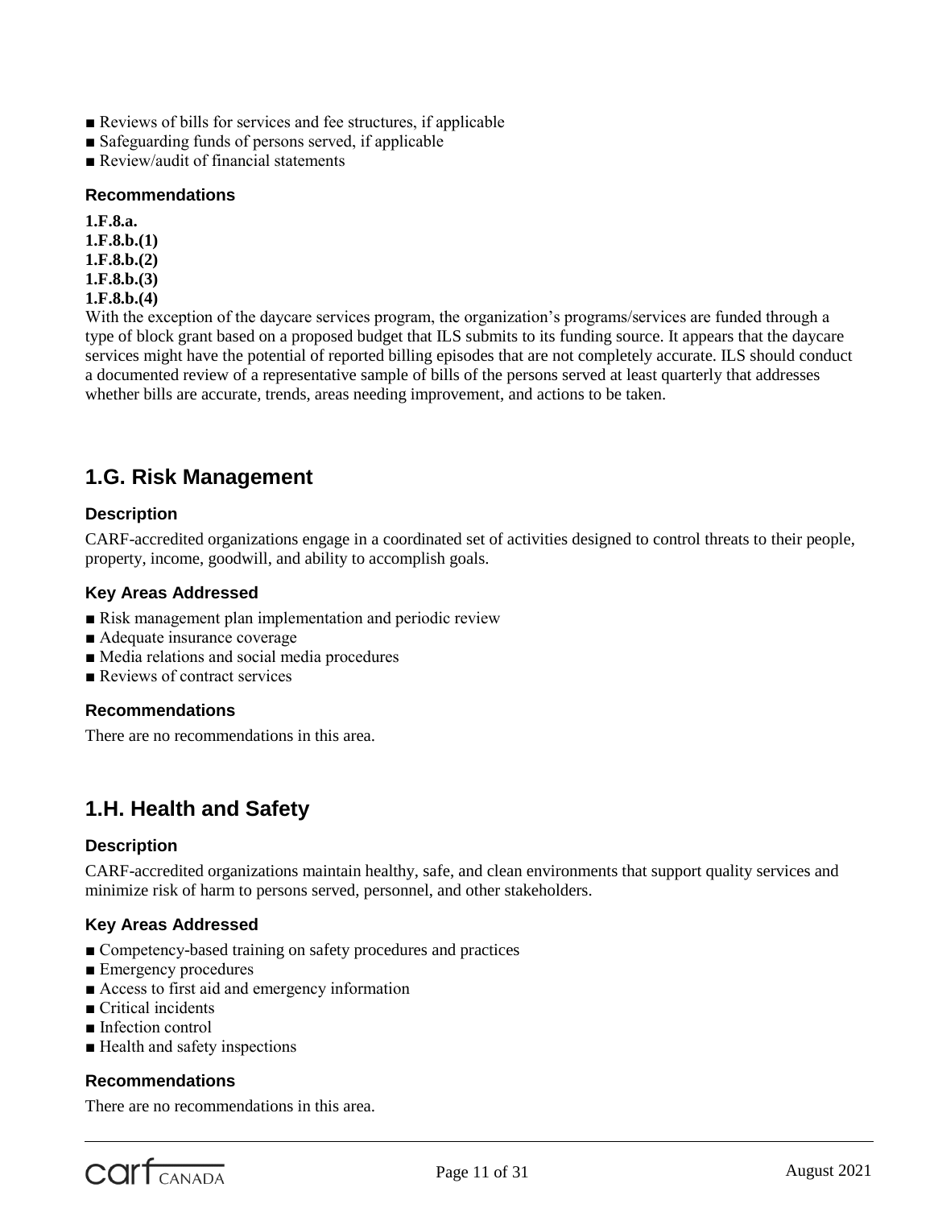- ■ Reviews of bills for services and fee structures, if applicable
- ■ Safeguarding funds of persons served, if applicable
- ■ Review/audit of financial statements

### Recommendations

**1.F.8.a.**
**1.F.8.b.(1)**
**1.F.8.b.(2)**
**1.F.8.b.(3)**
**1.F.8.b.(4)**

With the exception of the daycare services program, the organization's programs/services are funded through a type of block grant based on a proposed budget that ILS submits to its funding source. It appears that the daycare services might have the potential of reported billing episodes that are not completely accurate. ILS should conduct a documented review of a representative sample of bills of the persons served at least quarterly that addresses whether bills are accurate, trends, areas needing improvement, and actions to be taken.

## 1.G. Risk Management

### Description

CARF-accredited organizations engage in a coordinated set of activities designed to control threats to their people, property, income, goodwill, and ability to accomplish goals.

### Key Areas Addressed

- ■ Risk management plan implementation and periodic review
- ■ Adequate insurance coverage
- ■ Media relations and social media procedures
- ■ Reviews of contract services

### Recommendations

There are no recommendations in this area.

## 1.H. Health and Safety

### Description

CARF-accredited organizations maintain healthy, safe, and clean environments that support quality services and minimize risk of harm to persons served, personnel, and other stakeholders.

### Key Areas Addressed

- ■ Competency-based training on safety procedures and practices
- ■ Emergency procedures
- ■ Access to first aid and emergency information
- ■ Critical incidents
- ■ Infection control
- ■ Health and safety inspections

### Recommendations

There are no recommendations in this area.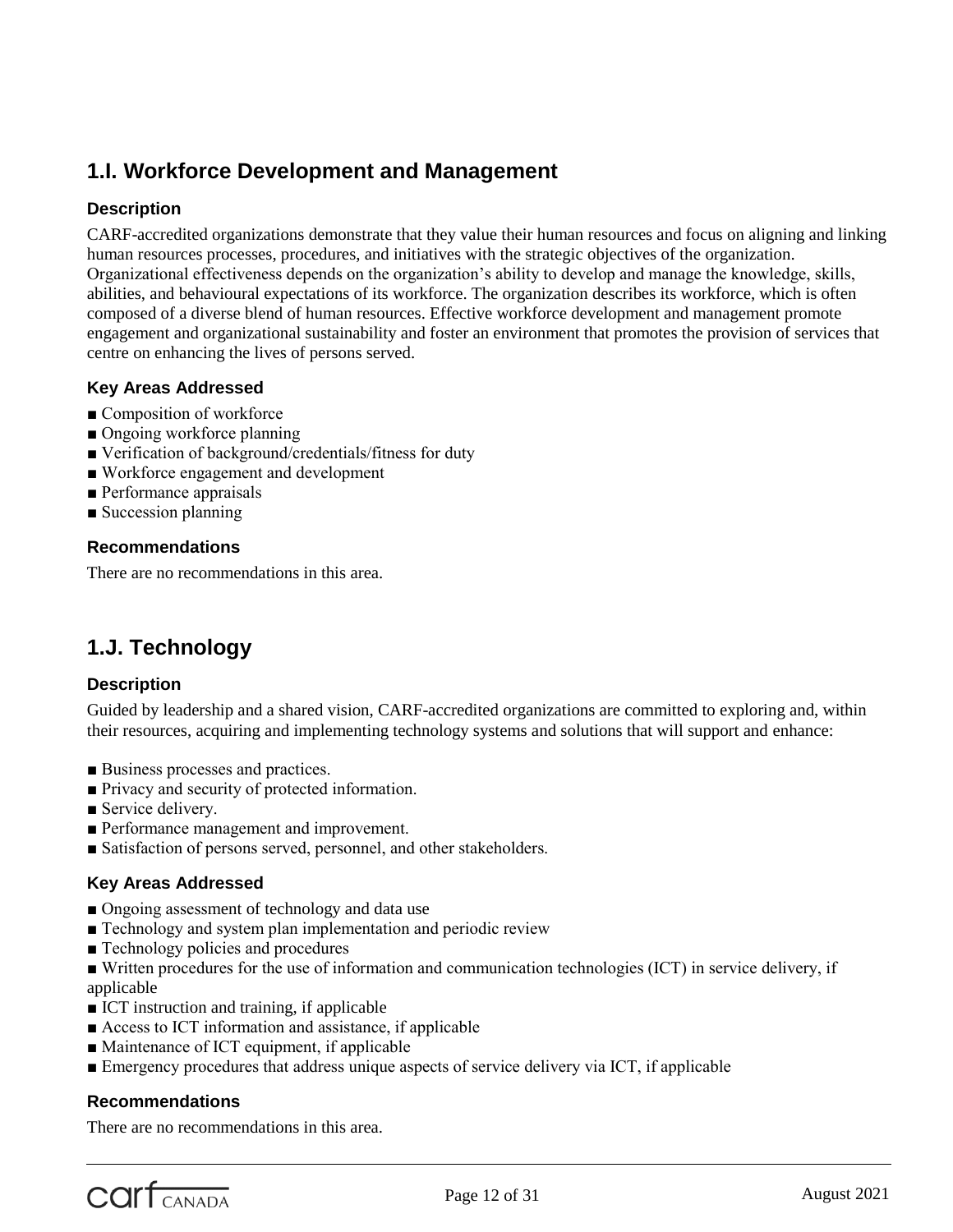## 1.I. Workforce Development and Management

### Description

CARF-accredited organizations demonstrate that they value their human resources and focus on aligning and linking human resources processes, procedures, and initiatives with the strategic objectives of the organization. Organizational effectiveness depends on the organization's ability to develop and manage the knowledge, skills, abilities, and behavioural expectations of its workforce. The organization describes its workforce, which is often composed of a diverse blend of human resources. Effective workforce development and management promote engagement and organizational sustainability and foster an environment that promotes the provision of services that centre on enhancing the lives of persons served.

### Key Areas Addressed

- Composition of workforce
- Ongoing workforce planning
- Verification of background/credentials/fitness for duty
- Workforce engagement and development
- Performance appraisals
- Succession planning

### Recommendations

There are no recommendations in this area.

## 1.J. Technology

### Description

Guided by leadership and a shared vision, CARF-accredited organizations are committed to exploring and, within their resources, acquiring and implementing technology systems and solutions that will support and enhance:

- Business processes and practices.
- Privacy and security of protected information.
- Service delivery.
- Performance management and improvement.
- Satisfaction of persons served, personnel, and other stakeholders.

### Key Areas Addressed

- Ongoing assessment of technology and data use
- Technology and system plan implementation and periodic review
- Technology policies and procedures
- Written procedures for the use of information and communication technologies (ICT) in service delivery, if applicable
- ICT instruction and training, if applicable
- Access to ICT information and assistance, if applicable
- Maintenance of ICT equipment, if applicable
- Emergency procedures that address unique aspects of service delivery via ICT, if applicable

### Recommendations

There are no recommendations in this area.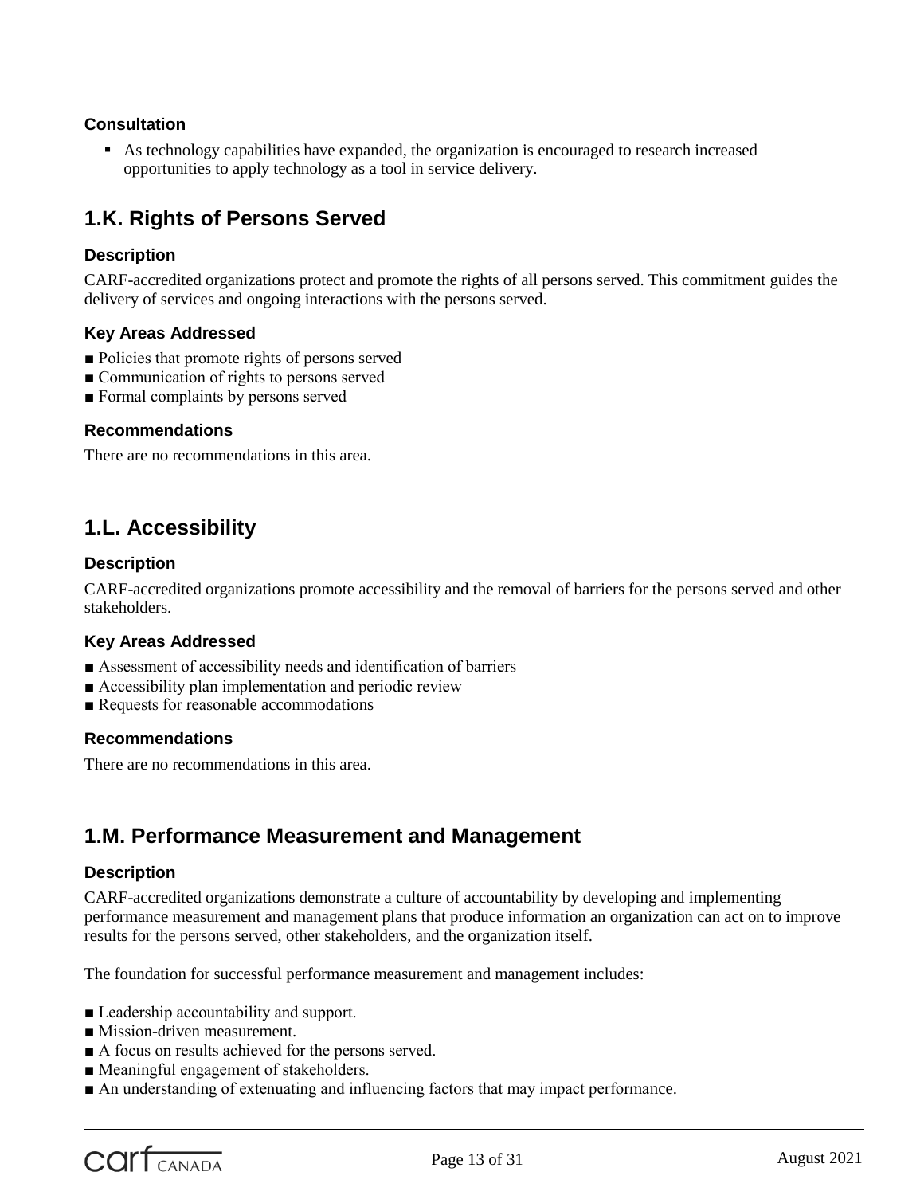### Consultation

- As technology capabilities have expanded, the organization is encouraged to research increased opportunities to apply technology as a tool in service delivery.

## 1.K. Rights of Persons Served

### Description

CARF-accredited organizations protect and promote the rights of all persons served. This commitment guides the delivery of services and ongoing interactions with the persons served.

### Key Areas Addressed

- Policies that promote rights of persons served
- Communication of rights to persons served
- Formal complaints by persons served

### Recommendations

There are no recommendations in this area.

## 1.L. Accessibility

### Description

CARF-accredited organizations promote accessibility and the removal of barriers for the persons served and other stakeholders.

### Key Areas Addressed

- Assessment of accessibility needs and identification of barriers
- Accessibility plan implementation and periodic review
- Requests for reasonable accommodations

### Recommendations

There are no recommendations in this area.

## 1.M. Performance Measurement and Management

### Description

CARF-accredited organizations demonstrate a culture of accountability by developing and implementing performance measurement and management plans that produce information an organization can act on to improve results for the persons served, other stakeholders, and the organization itself.

The foundation for successful performance measurement and management includes:

- Leadership accountability and support.
- Mission-driven measurement.
- A focus on results achieved for the persons served.
- Meaningful engagement of stakeholders.
- An understanding of extenuating and influencing factors that may impact performance.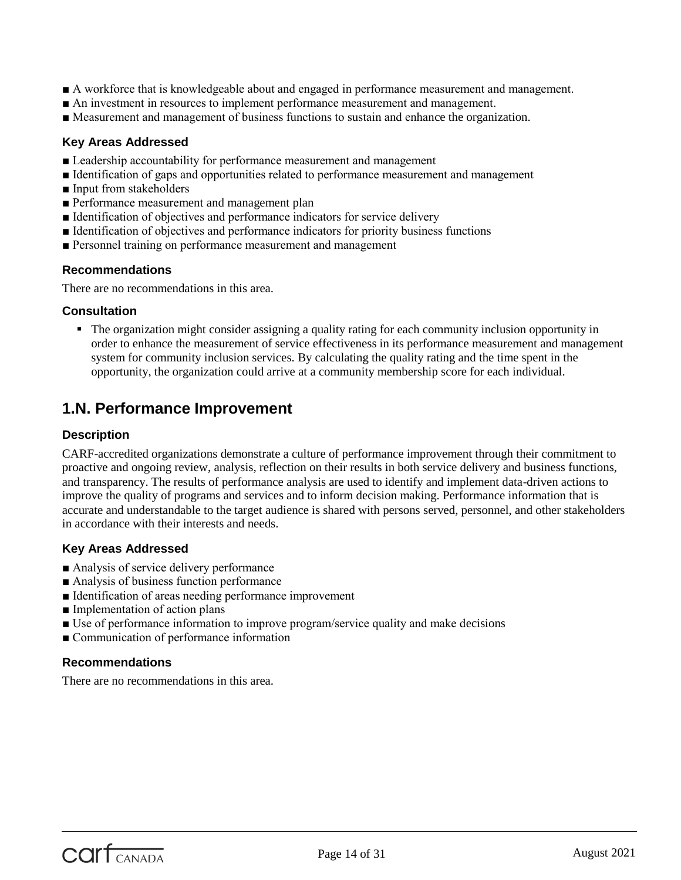- A workforce that is knowledgeable about and engaged in performance measurement and management.
- An investment in resources to implement performance measurement and management.
- Measurement and management of business functions to sustain and enhance the organization.

### Key Areas Addressed

- Leadership accountability for performance measurement and management
- Identification of gaps and opportunities related to performance measurement and management
- Input from stakeholders
- Performance measurement and management plan
- Identification of objectives and performance indicators for service delivery
- Identification of objectives and performance indicators for priority business functions
- Personnel training on performance measurement and management

### Recommendations

There are no recommendations in this area.

### Consultation

- The organization might consider assigning a quality rating for each community inclusion opportunity in order to enhance the measurement of service effectiveness in its performance measurement and management system for community inclusion services. By calculating the quality rating and the time spent in the opportunity, the organization could arrive at a community membership score for each individual.

## 1.N. Performance Improvement

### Description

CARF-accredited organizations demonstrate a culture of performance improvement through their commitment to proactive and ongoing review, analysis, reflection on their results in both service delivery and business functions, and transparency. The results of performance analysis are used to identify and implement data-driven actions to improve the quality of programs and services and to inform decision making. Performance information that is accurate and understandable to the target audience is shared with persons served, personnel, and other stakeholders in accordance with their interests and needs.

### Key Areas Addressed

- Analysis of service delivery performance
- Analysis of business function performance
- Identification of areas needing performance improvement
- Implementation of action plans
- Use of performance information to improve program/service quality and make decisions
- Communication of performance information

### Recommendations

There are no recommendations in this area.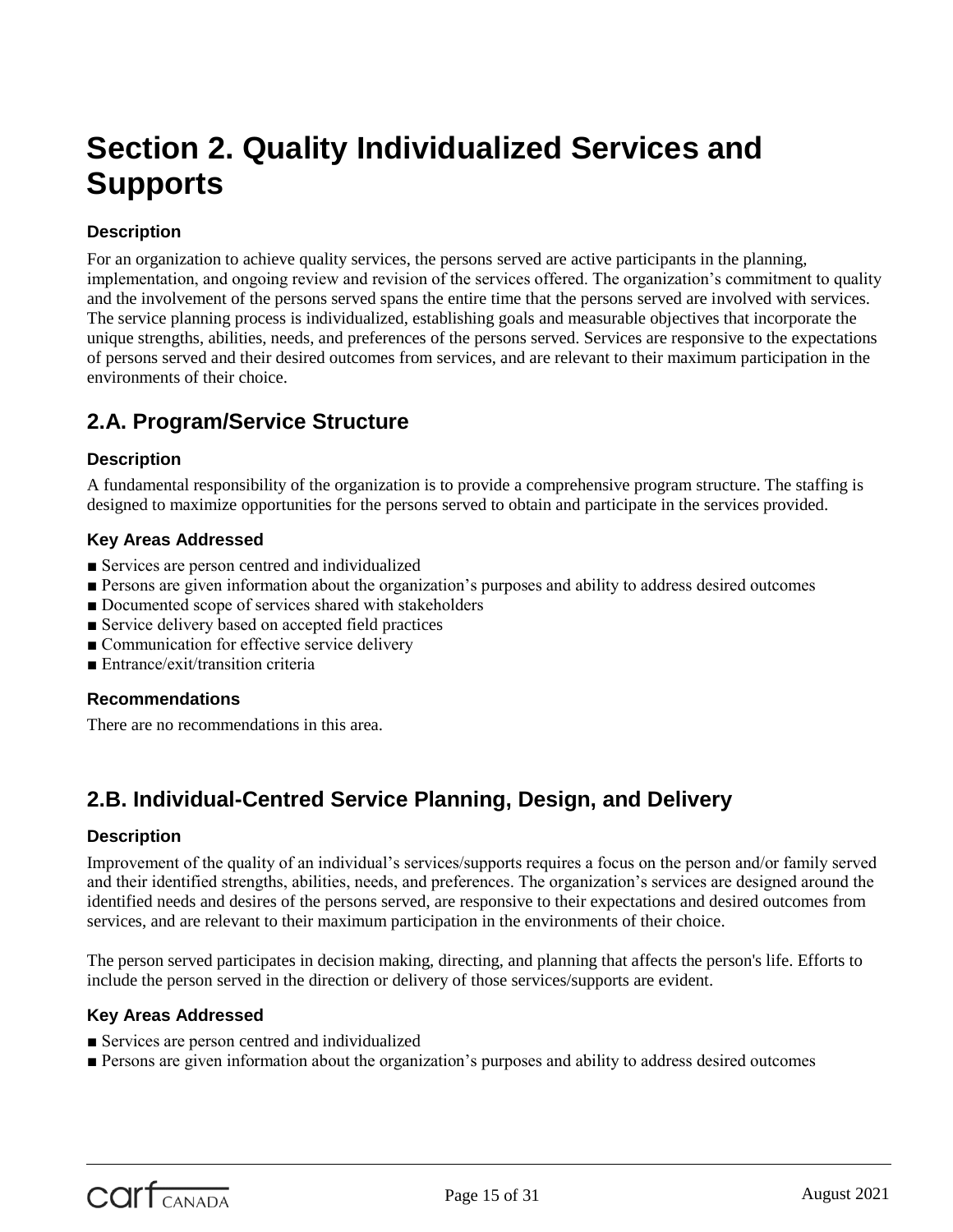# Section 2. Quality Individualized Services and Supports

### Description

For an organization to achieve quality services, the persons served are active participants in the planning, implementation, and ongoing review and revision of the services offered. The organization's commitment to quality and the involvement of the persons served spans the entire time that the persons served are involved with services. The service planning process is individualized, establishing goals and measurable objectives that incorporate the unique strengths, abilities, needs, and preferences of the persons served. Services are responsive to the expectations of persons served and their desired outcomes from services, and are relevant to their maximum participation in the environments of their choice.

## 2.A. Program/Service Structure

### Description

A fundamental responsibility of the organization is to provide a comprehensive program structure. The staffing is designed to maximize opportunities for the persons served to obtain and participate in the services provided.

### Key Areas Addressed

- Services are person centred and individualized
- Persons are given information about the organization's purposes and ability to address desired outcomes
- Documented scope of services shared with stakeholders
- Service delivery based on accepted field practices
- Communication for effective service delivery
- Entrance/exit/transition criteria

### Recommendations

There are no recommendations in this area.

## 2.B. Individual-Centred Service Planning, Design, and Delivery

### Description

Improvement of the quality of an individual's services/supports requires a focus on the person and/or family served and their identified strengths, abilities, needs, and preferences. The organization's services are designed around the identified needs and desires of the persons served, are responsive to their expectations and desired outcomes from services, and are relevant to their maximum participation in the environments of their choice.

The person served participates in decision making, directing, and planning that affects the person's life. Efforts to include the person served in the direction or delivery of those services/supports are evident.

### Key Areas Addressed

- Services are person centred and individualized
- Persons are given information about the organization's purposes and ability to address desired outcomes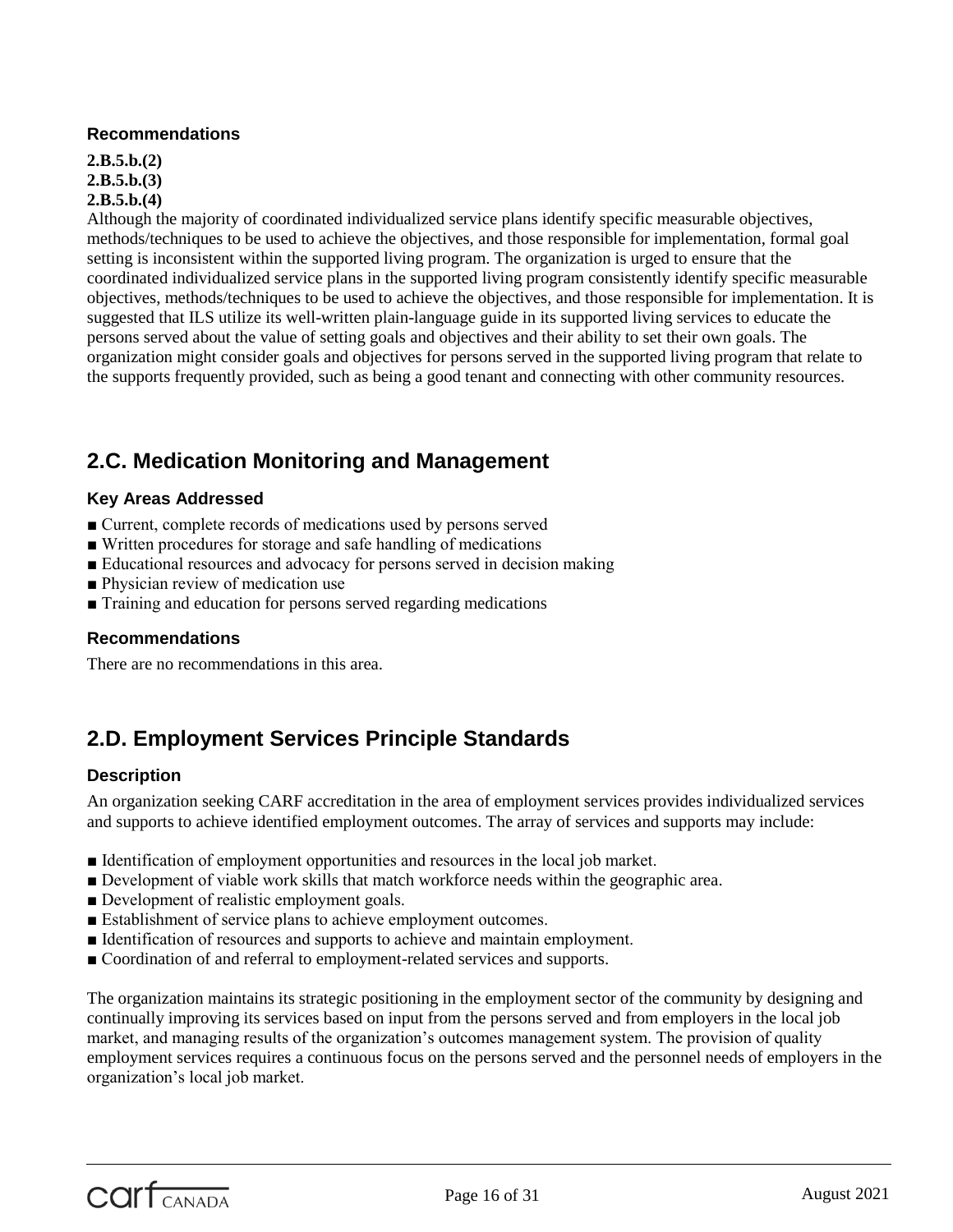### Recommendations

**2.B.5.b.(2)**
**2.B.5.b.(3)**
**2.B.5.b.(4)**

Although the majority of coordinated individualized service plans identify specific measurable objectives, methods/techniques to be used to achieve the objectives, and those responsible for implementation, formal goal setting is inconsistent within the supported living program. The organization is urged to ensure that the coordinated individualized service plans in the supported living program consistently identify specific measurable objectives, methods/techniques to be used to achieve the objectives, and those responsible for implementation. It is suggested that ILS utilize its well-written plain-language guide in its supported living services to educate the persons served about the value of setting goals and objectives and their ability to set their own goals. The organization might consider goals and objectives for persons served in the supported living program that relate to the supports frequently provided, such as being a good tenant and connecting with other community resources.

## 2.C. Medication Monitoring and Management

### Key Areas Addressed

- Current, complete records of medications used by persons served
- Written procedures for storage and safe handling of medications
- Educational resources and advocacy for persons served in decision making
- Physician review of medication use
- Training and education for persons served regarding medications

### Recommendations

There are no recommendations in this area.

## 2.D. Employment Services Principle Standards

### Description

An organization seeking CARF accreditation in the area of employment services provides individualized services and supports to achieve identified employment outcomes. The array of services and supports may include:

- Identification of employment opportunities and resources in the local job market.
- Development of viable work skills that match workforce needs within the geographic area.
- Development of realistic employment goals.
- Establishment of service plans to achieve employment outcomes.
- Identification of resources and supports to achieve and maintain employment.
- Coordination of and referral to employment-related services and supports.

The organization maintains its strategic positioning in the employment sector of the community by designing and continually improving its services based on input from the persons served and from employers in the local job market, and managing results of the organization's outcomes management system. The provision of quality employment services requires a continuous focus on the persons served and the personnel needs of employers in the organization's local job market.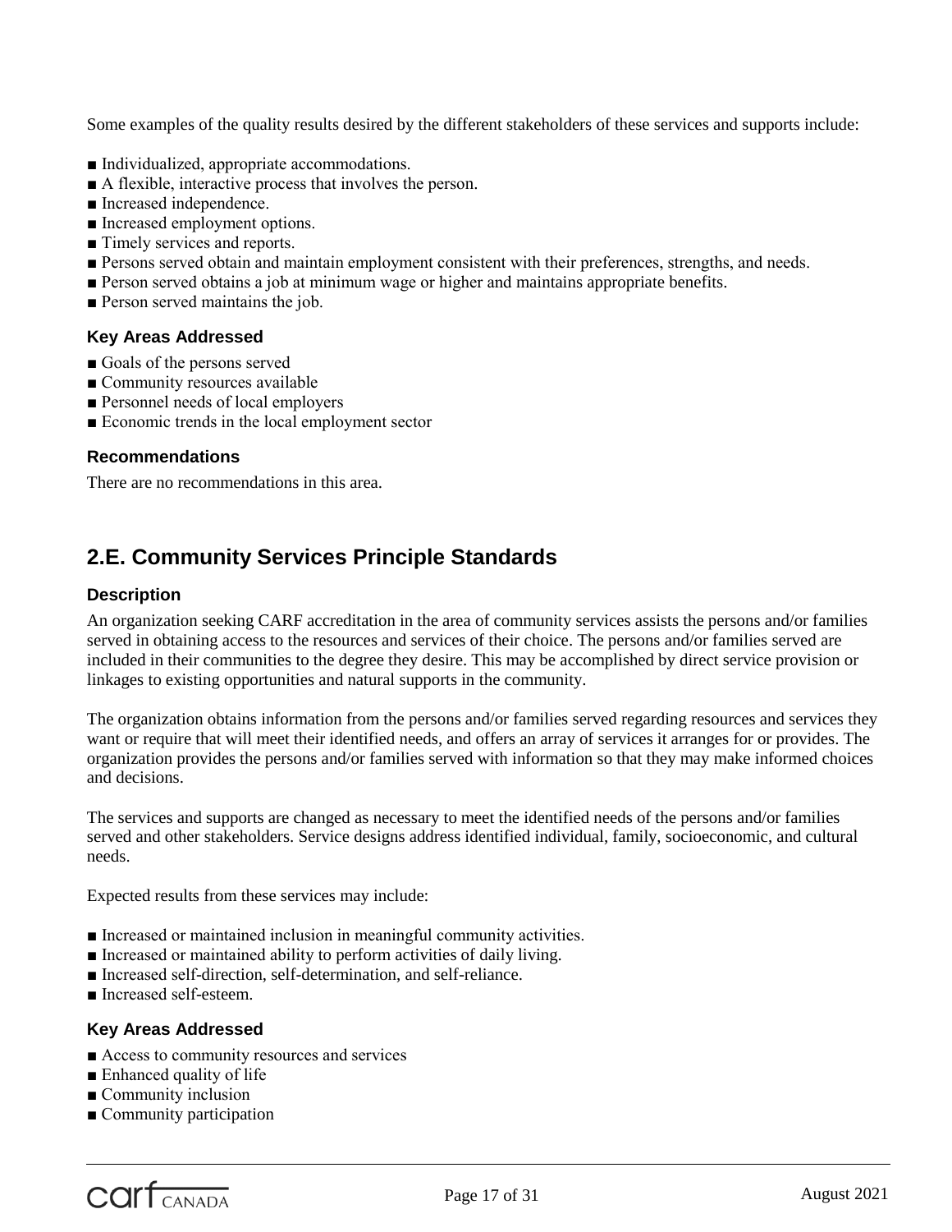Some examples of the quality results desired by the different stakeholders of these services and supports include:

- Individualized, appropriate accommodations.
- A flexible, interactive process that involves the person.
- Increased independence.
- Increased employment options.
- Timely services and reports.
- Persons served obtain and maintain employment consistent with their preferences, strengths, and needs.
- Person served obtains a job at minimum wage or higher and maintains appropriate benefits.
- Person served maintains the job.

### Key Areas Addressed

- Goals of the persons served
- Community resources available
- Personnel needs of local employers
- Economic trends in the local employment sector

### Recommendations

There are no recommendations in this area.

## 2.E. Community Services Principle Standards

### Description

An organization seeking CARF accreditation in the area of community services assists the persons and/or families served in obtaining access to the resources and services of their choice. The persons and/or families served are included in their communities to the degree they desire. This may be accomplished by direct service provision or linkages to existing opportunities and natural supports in the community.

The organization obtains information from the persons and/or families served regarding resources and services they want or require that will meet their identified needs, and offers an array of services it arranges for or provides. The organization provides the persons and/or families served with information so that they may make informed choices and decisions.

The services and supports are changed as necessary to meet the identified needs of the persons and/or families served and other stakeholders. Service designs address identified individual, family, socioeconomic, and cultural needs.

Expected results from these services may include:

- Increased or maintained inclusion in meaningful community activities.
- Increased or maintained ability to perform activities of daily living.
- Increased self-direction, self-determination, and self-reliance.
- Increased self-esteem.

### Key Areas Addressed

- Access to community resources and services
- Enhanced quality of life
- Community inclusion
- Community participation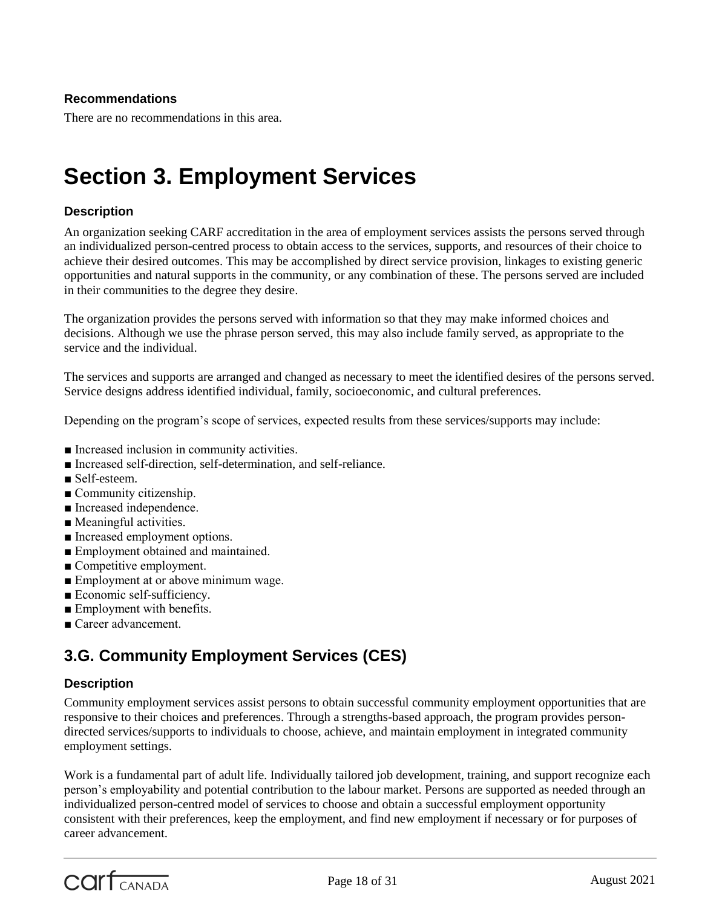### Recommendations

There are no recommendations in this area.

# Section 3. Employment Services

### Description

An organization seeking CARF accreditation in the area of employment services assists the persons served through an individualized person-centred process to obtain access to the services, supports, and resources of their choice to achieve their desired outcomes. This may be accomplished by direct service provision, linkages to existing generic opportunities and natural supports in the community, or any combination of these. The persons served are included in their communities to the degree they desire.

The organization provides the persons served with information so that they may make informed choices and decisions. Although we use the phrase person served, this may also include family served, as appropriate to the service and the individual.

The services and supports are arranged and changed as necessary to meet the identified desires of the persons served. Service designs address identified individual, family, socioeconomic, and cultural preferences.

Depending on the program's scope of services, expected results from these services/supports may include:

- Increased inclusion in community activities.
- Increased self-direction, self-determination, and self-reliance.
- Self-esteem.
- Community citizenship.
- Increased independence.
- Meaningful activities.
- Increased employment options.
- Employment obtained and maintained.
- Competitive employment.
- Employment at or above minimum wage.
- Economic self-sufficiency.
- Employment with benefits.
- Career advancement.

## 3.G. Community Employment Services (CES)

### Description

Community employment services assist persons to obtain successful community employment opportunities that are responsive to their choices and preferences. Through a strengths-based approach, the program provides person-directed services/supports to individuals to choose, achieve, and maintain employment in integrated community employment settings.

Work is a fundamental part of adult life. Individually tailored job development, training, and support recognize each person's employability and potential contribution to the labour market. Persons are supported as needed through an individualized person-centred model of services to choose and obtain a successful employment opportunity consistent with their preferences, keep the employment, and find new employment if necessary or for purposes of career advancement.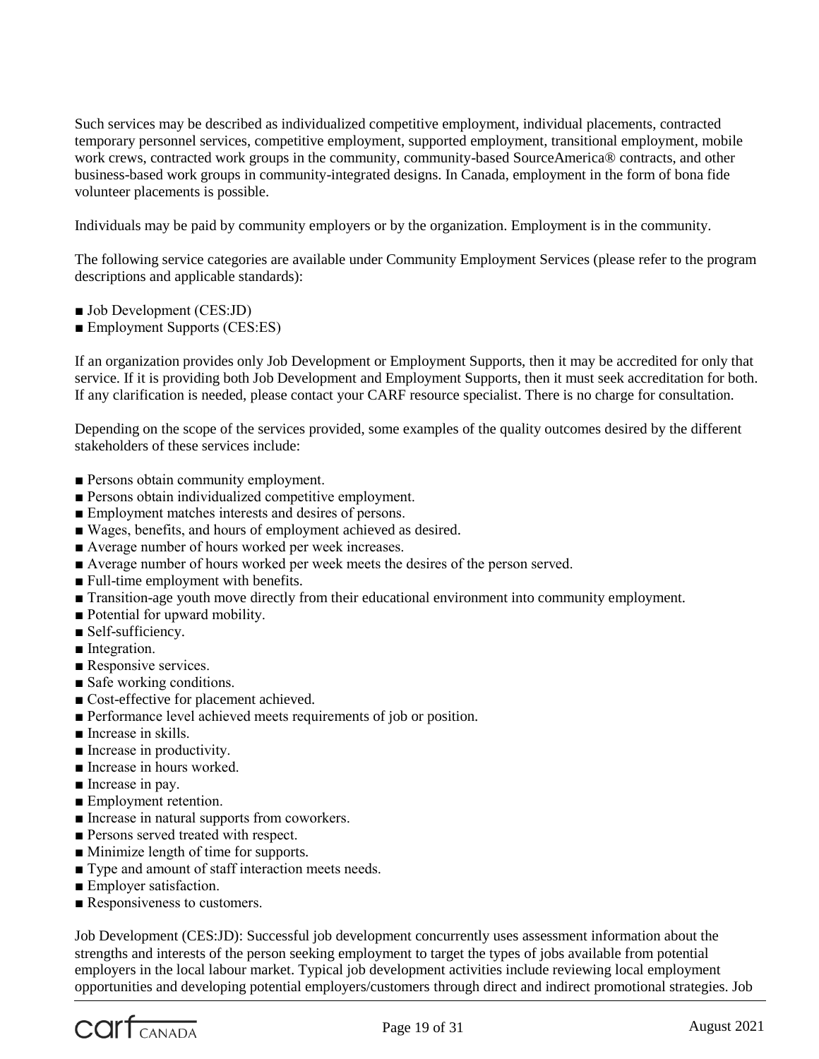Such services may be described as individualized competitive employment, individual placements, contracted temporary personnel services, competitive employment, supported employment, transitional employment, mobile work crews, contracted work groups in the community, community-based SourceAmerica® contracts, and other business-based work groups in community-integrated designs. In Canada, employment in the form of bona fide volunteer placements is possible.

Individuals may be paid by community employers or by the organization. Employment is in the community.

The following service categories are available under Community Employment Services (please refer to the program descriptions and applicable standards):

- Job Development (CES:JD)
- Employment Supports (CES:ES)

If an organization provides only Job Development or Employment Supports, then it may be accredited for only that service. If it is providing both Job Development and Employment Supports, then it must seek accreditation for both. If any clarification is needed, please contact your CARF resource specialist. There is no charge for consultation.

Depending on the scope of the services provided, some examples of the quality outcomes desired by the different stakeholders of these services include:

- Persons obtain community employment.
- Persons obtain individualized competitive employment.
- Employment matches interests and desires of persons.
- Wages, benefits, and hours of employment achieved as desired.
- Average number of hours worked per week increases.
- Average number of hours worked per week meets the desires of the person served.
- Full-time employment with benefits.
- Transition-age youth move directly from their educational environment into community employment.
- Potential for upward mobility.
- Self-sufficiency.
- Integration.
- Responsive services.
- Safe working conditions.
- Cost-effective for placement achieved.
- Performance level achieved meets requirements of job or position.
- Increase in skills.
- Increase in productivity.
- Increase in hours worked.
- Increase in pay.
- Employment retention.
- Increase in natural supports from coworkers.
- Persons served treated with respect.
- Minimize length of time for supports.
- Type and amount of staff interaction meets needs.
- Employer satisfaction.
- Responsiveness to customers.

Job Development (CES:JD): Successful job development concurrently uses assessment information about the strengths and interests of the person seeking employment to target the types of jobs available from potential employers in the local labour market. Typical job development activities include reviewing local employment opportunities and developing potential employers/customers through direct and indirect promotional strategies. Job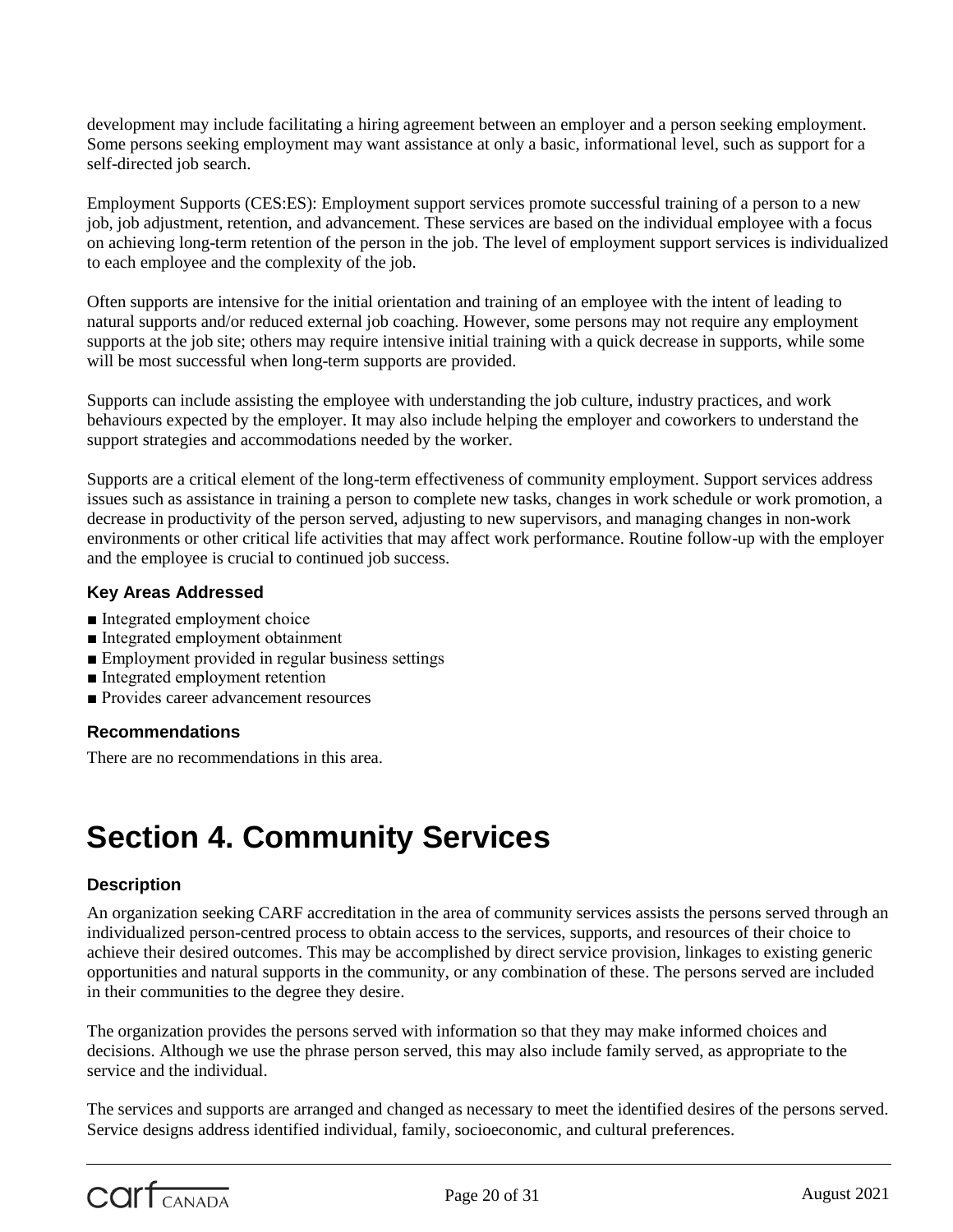development may include facilitating a hiring agreement between an employer and a person seeking employment. Some persons seeking employment may want assistance at only a basic, informational level, such as support for a self-directed job search.

Employment Supports (CES:ES): Employment support services promote successful training of a person to a new job, job adjustment, retention, and advancement. These services are based on the individual employee with a focus on achieving long-term retention of the person in the job. The level of employment support services is individualized to each employee and the complexity of the job.

Often supports are intensive for the initial orientation and training of an employee with the intent of leading to natural supports and/or reduced external job coaching. However, some persons may not require any employment supports at the job site; others may require intensive initial training with a quick decrease in supports, while some will be most successful when long-term supports are provided.

Supports can include assisting the employee with understanding the job culture, industry practices, and work behaviours expected by the employer. It may also include helping the employer and coworkers to understand the support strategies and accommodations needed by the worker.

Supports are a critical element of the long-term effectiveness of community employment. Support services address issues such as assistance in training a person to complete new tasks, changes in work schedule or work promotion, a decrease in productivity of the person served, adjusting to new supervisors, and managing changes in non-work environments or other critical life activities that may affect work performance. Routine follow-up with the employer and the employee is crucial to continued job success.

### Key Areas Addressed

- Integrated employment choice
- Integrated employment obtainment
- Employment provided in regular business settings
- Integrated employment retention
- Provides career advancement resources

### Recommendations

There are no recommendations in this area.

# Section 4. Community Services

### Description

An organization seeking CARF accreditation in the area of community services assists the persons served through an individualized person-centred process to obtain access to the services, supports, and resources of their choice to achieve their desired outcomes. This may be accomplished by direct service provision, linkages to existing generic opportunities and natural supports in the community, or any combination of these. The persons served are included in their communities to the degree they desire.

The organization provides the persons served with information so that they may make informed choices and decisions. Although we use the phrase person served, this may also include family served, as appropriate to the service and the individual.

The services and supports are arranged and changed as necessary to meet the identified desires of the persons served. Service designs address identified individual, family, socioeconomic, and cultural preferences.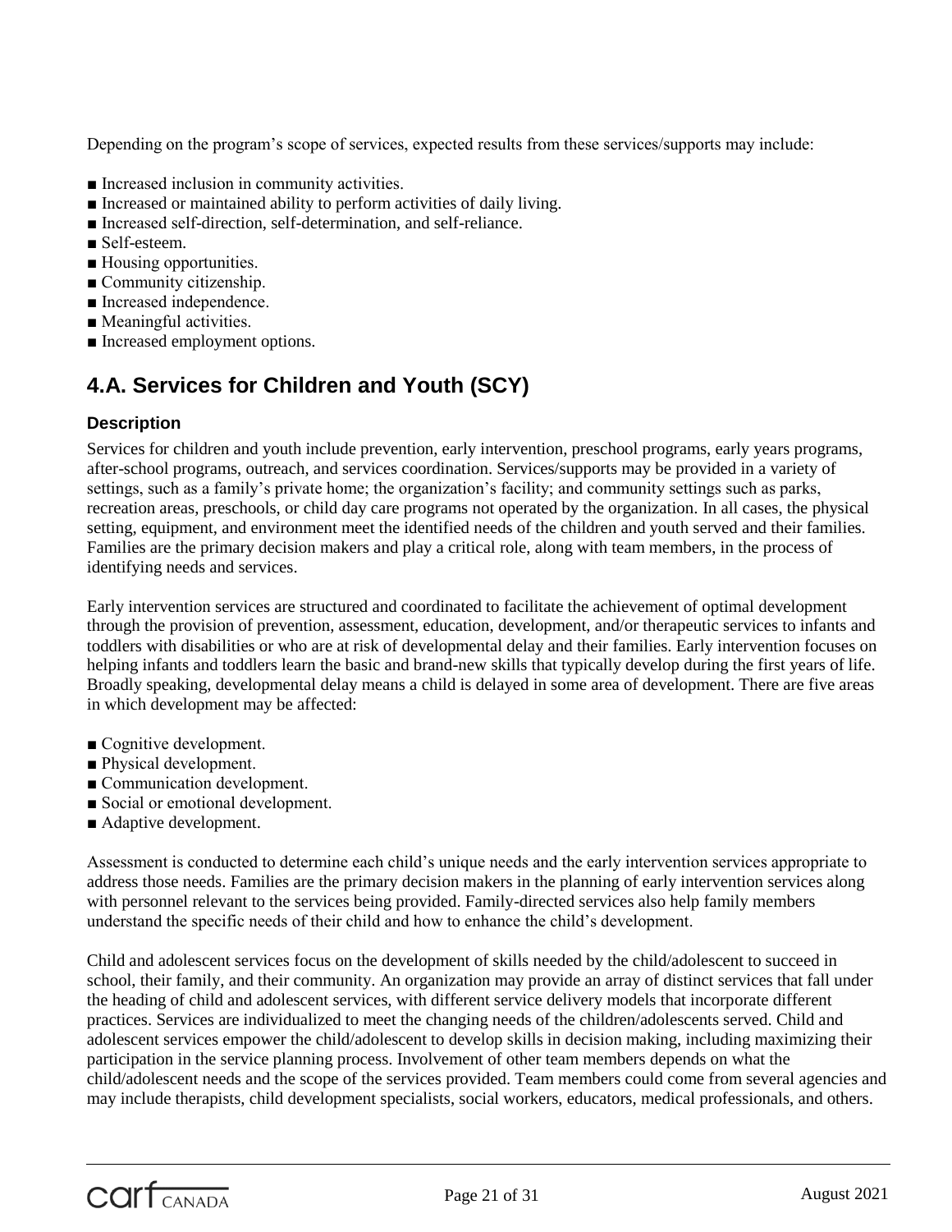Depending on the program's scope of services, expected results from these services/supports may include:

- Increased inclusion in community activities.
- Increased or maintained ability to perform activities of daily living.
- Increased self-direction, self-determination, and self-reliance.
- Self-esteem.
- Housing opportunities.
- Community citizenship.
- Increased independence.
- Meaningful activities.
- Increased employment options.

## 4.A. Services for Children and Youth (SCY)

### Description

Services for children and youth include prevention, early intervention, preschool programs, early years programs, after-school programs, outreach, and services coordination. Services/supports may be provided in a variety of settings, such as a family's private home; the organization's facility; and community settings such as parks, recreation areas, preschools, or child day care programs not operated by the organization. In all cases, the physical setting, equipment, and environment meet the identified needs of the children and youth served and their families. Families are the primary decision makers and play a critical role, along with team members, in the process of identifying needs and services.

Early intervention services are structured and coordinated to facilitate the achievement of optimal development through the provision of prevention, assessment, education, development, and/or therapeutic services to infants and toddlers with disabilities or who are at risk of developmental delay and their families. Early intervention focuses on helping infants and toddlers learn the basic and brand-new skills that typically develop during the first years of life. Broadly speaking, developmental delay means a child is delayed in some area of development. There are five areas in which development may be affected:

- Cognitive development.
- Physical development.
- Communication development.
- Social or emotional development.
- Adaptive development.

Assessment is conducted to determine each child's unique needs and the early intervention services appropriate to address those needs. Families are the primary decision makers in the planning of early intervention services along with personnel relevant to the services being provided. Family-directed services also help family members understand the specific needs of their child and how to enhance the child's development.

Child and adolescent services focus on the development of skills needed by the child/adolescent to succeed in school, their family, and their community. An organization may provide an array of distinct services that fall under the heading of child and adolescent services, with different service delivery models that incorporate different practices. Services are individualized to meet the changing needs of the children/adolescents served. Child and adolescent services empower the child/adolescent to develop skills in decision making, including maximizing their participation in the service planning process. Involvement of other team members depends on what the child/adolescent needs and the scope of the services provided. Team members could come from several agencies and may include therapists, child development specialists, social workers, educators, medical professionals, and others.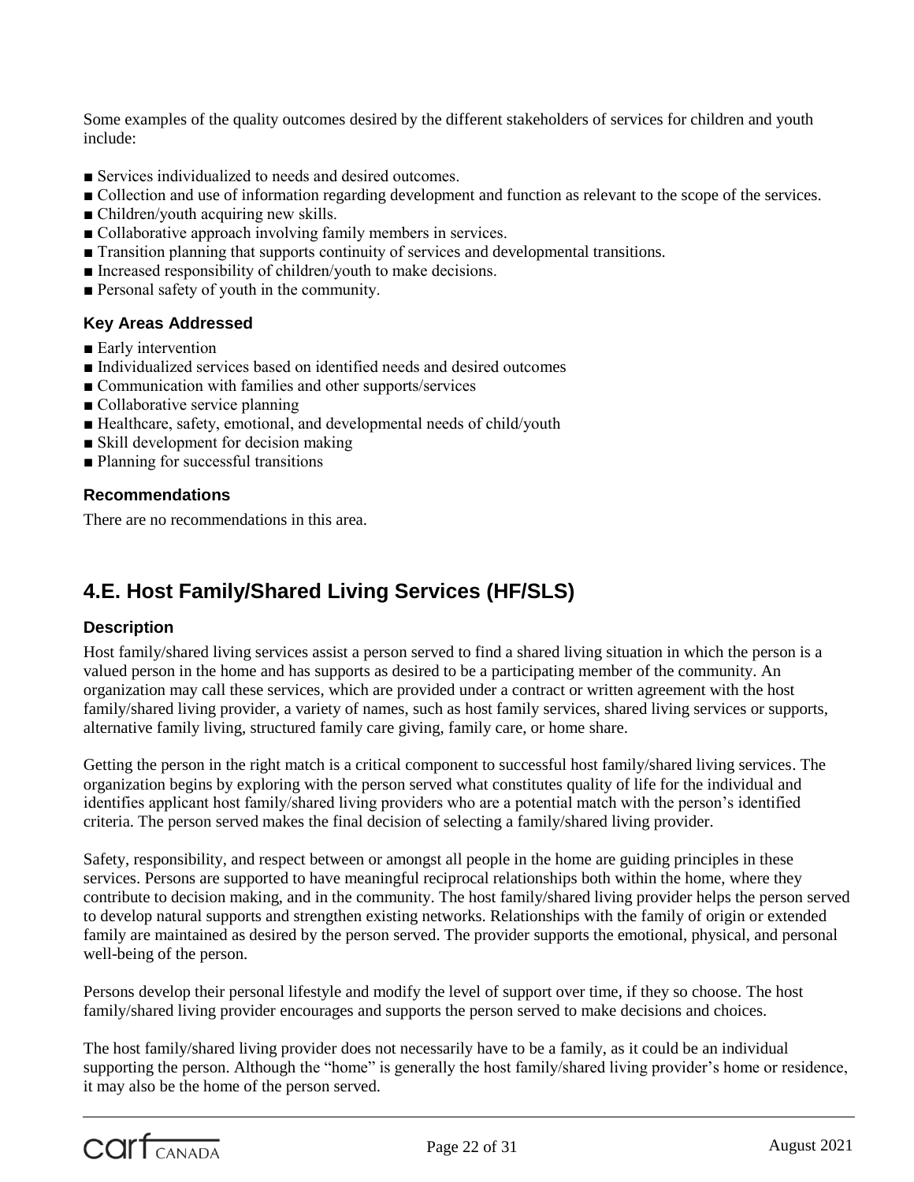Some examples of the quality outcomes desired by the different stakeholders of services for children and youth include:

- Services individualized to needs and desired outcomes.
- Collection and use of information regarding development and function as relevant to the scope of the services.
- Children/youth acquiring new skills.
- Collaborative approach involving family members in services.
- Transition planning that supports continuity of services and developmental transitions.
- Increased responsibility of children/youth to make decisions.
- Personal safety of youth in the community.

### Key Areas Addressed

- Early intervention
- Individualized services based on identified needs and desired outcomes
- Communication with families and other supports/services
- Collaborative service planning
- Healthcare, safety, emotional, and developmental needs of child/youth
- Skill development for decision making
- Planning for successful transitions

### Recommendations

There are no recommendations in this area.

## 4.E. Host Family/Shared Living Services (HF/SLS)

### Description

Host family/shared living services assist a person served to find a shared living situation in which the person is a valued person in the home and has supports as desired to be a participating member of the community. An organization may call these services, which are provided under a contract or written agreement with the host family/shared living provider, a variety of names, such as host family services, shared living services or supports, alternative family living, structured family care giving, family care, or home share.

Getting the person in the right match is a critical component to successful host family/shared living services. The organization begins by exploring with the person served what constitutes quality of life for the individual and identifies applicant host family/shared living providers who are a potential match with the person's identified criteria. The person served makes the final decision of selecting a family/shared living provider.

Safety, responsibility, and respect between or amongst all people in the home are guiding principles in these services. Persons are supported to have meaningful reciprocal relationships both within the home, where they contribute to decision making, and in the community. The host family/shared living provider helps the person served to develop natural supports and strengthen existing networks. Relationships with the family of origin or extended family are maintained as desired by the person served. The provider supports the emotional, physical, and personal well-being of the person.

Persons develop their personal lifestyle and modify the level of support over time, if they so choose. The host family/shared living provider encourages and supports the person served to make decisions and choices.

The host family/shared living provider does not necessarily have to be a family, as it could be an individual supporting the person. Although the "home" is generally the host family/shared living provider's home or residence, it may also be the home of the person served.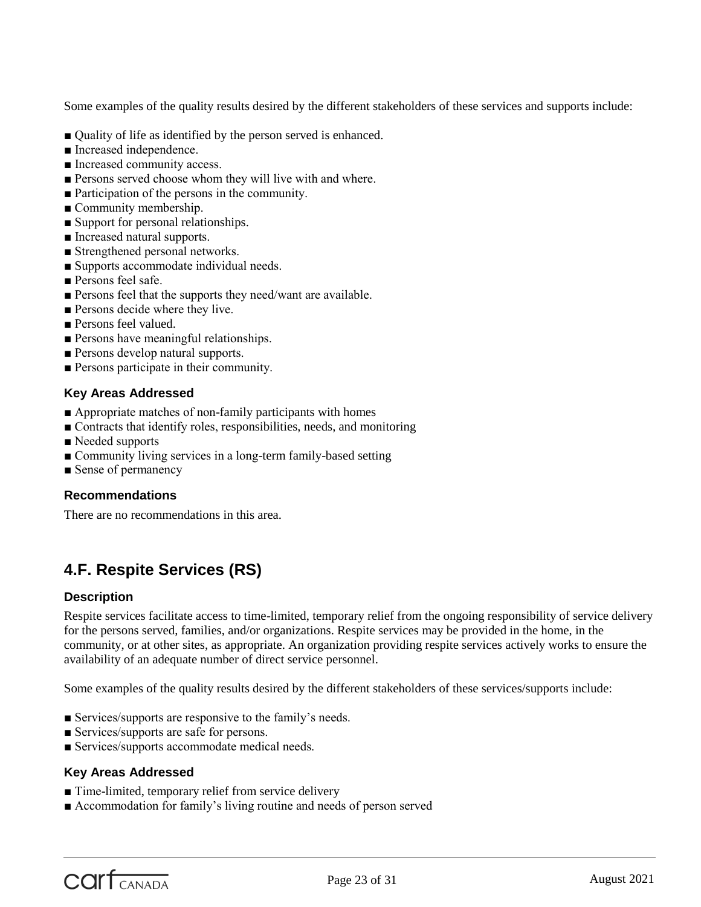Some examples of the quality results desired by the different stakeholders of these services and supports include:

- ■ Quality of life as identified by the person served is enhanced.
- ■ Increased independence.
- ■ Increased community access.
- ■ Persons served choose whom they will live with and where.
- ■ Participation of the persons in the community.
- ■ Community membership.
- ■ Support for personal relationships.
- ■ Increased natural supports.
- ■ Strengthened personal networks.
- ■ Supports accommodate individual needs.
- ■ Persons feel safe.
- ■ Persons feel that the supports they need/want are available.
- ■ Persons decide where they live.
- ■ Persons feel valued.
- ■ Persons have meaningful relationships.
- ■ Persons develop natural supports.
- ■ Persons participate in their community.

### Key Areas Addressed

- ■ Appropriate matches of non-family participants with homes
- ■ Contracts that identify roles, responsibilities, needs, and monitoring
- ■ Needed supports
- ■ Community living services in a long-term family-based setting
- ■ Sense of permanency

### Recommendations

There are no recommendations in this area.

## 4.F. Respite Services (RS)

### Description

Respite services facilitate access to time-limited, temporary relief from the ongoing responsibility of service delivery for the persons served, families, and/or organizations. Respite services may be provided in the home, in the community, or at other sites, as appropriate. An organization providing respite services actively works to ensure the availability of an adequate number of direct service personnel.

Some examples of the quality results desired by the different stakeholders of these services/supports include:

- ■ Services/supports are responsive to the family's needs.
- ■ Services/supports are safe for persons.
- ■ Services/supports accommodate medical needs.

### Key Areas Addressed

- ■ Time-limited, temporary relief from service delivery
- ■ Accommodation for family's living routine and needs of person served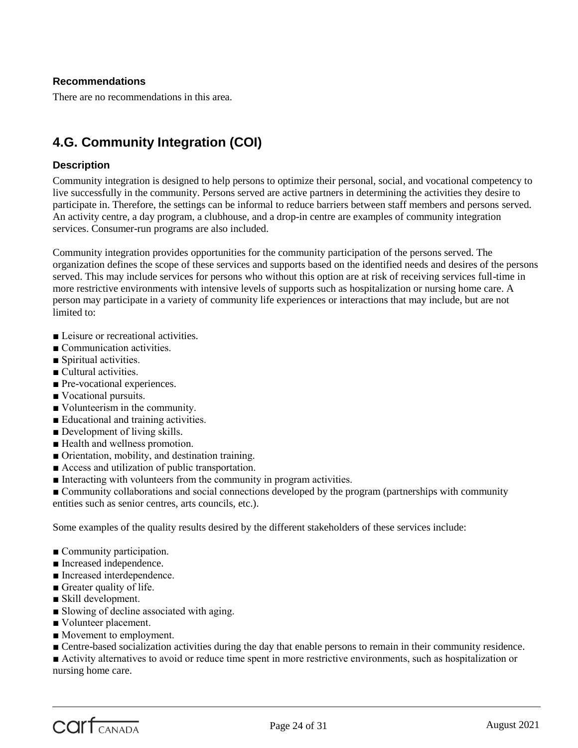### Recommendations

There are no recommendations in this area.

## 4.G. Community Integration (COI)

### Description

Community integration is designed to help persons to optimize their personal, social, and vocational competency to live successfully in the community. Persons served are active partners in determining the activities they desire to participate in. Therefore, the settings can be informal to reduce barriers between staff members and persons served. An activity centre, a day program, a clubhouse, and a drop-in centre are examples of community integration services. Consumer-run programs are also included.

Community integration provides opportunities for the community participation of the persons served. The organization defines the scope of these services and supports based on the identified needs and desires of the persons served. This may include services for persons who without this option are at risk of receiving services full-time in more restrictive environments with intensive levels of supports such as hospitalization or nursing home care. A person may participate in a variety of community life experiences or interactions that may include, but are not limited to:

- Leisure or recreational activities.
- Communication activities.
- Spiritual activities.
- Cultural activities.
- Pre-vocational experiences.
- Vocational pursuits.
- Volunteerism in the community.
- Educational and training activities.
- Development of living skills.
- Health and wellness promotion.
- Orientation, mobility, and destination training.
- Access and utilization of public transportation.
- Interacting with volunteers from the community in program activities.
- Community collaborations and social connections developed by the program (partnerships with community entities such as senior centres, arts councils, etc.).

Some examples of the quality results desired by the different stakeholders of these services include:

- Community participation.
- Increased independence.
- Increased interdependence.
- Greater quality of life.
- Skill development.
- Slowing of decline associated with aging.
- Volunteer placement.
- Movement to employment.
- Centre-based socialization activities during the day that enable persons to remain in their community residence.
- Activity alternatives to avoid or reduce time spent in more restrictive environments, such as hospitalization or nursing home care.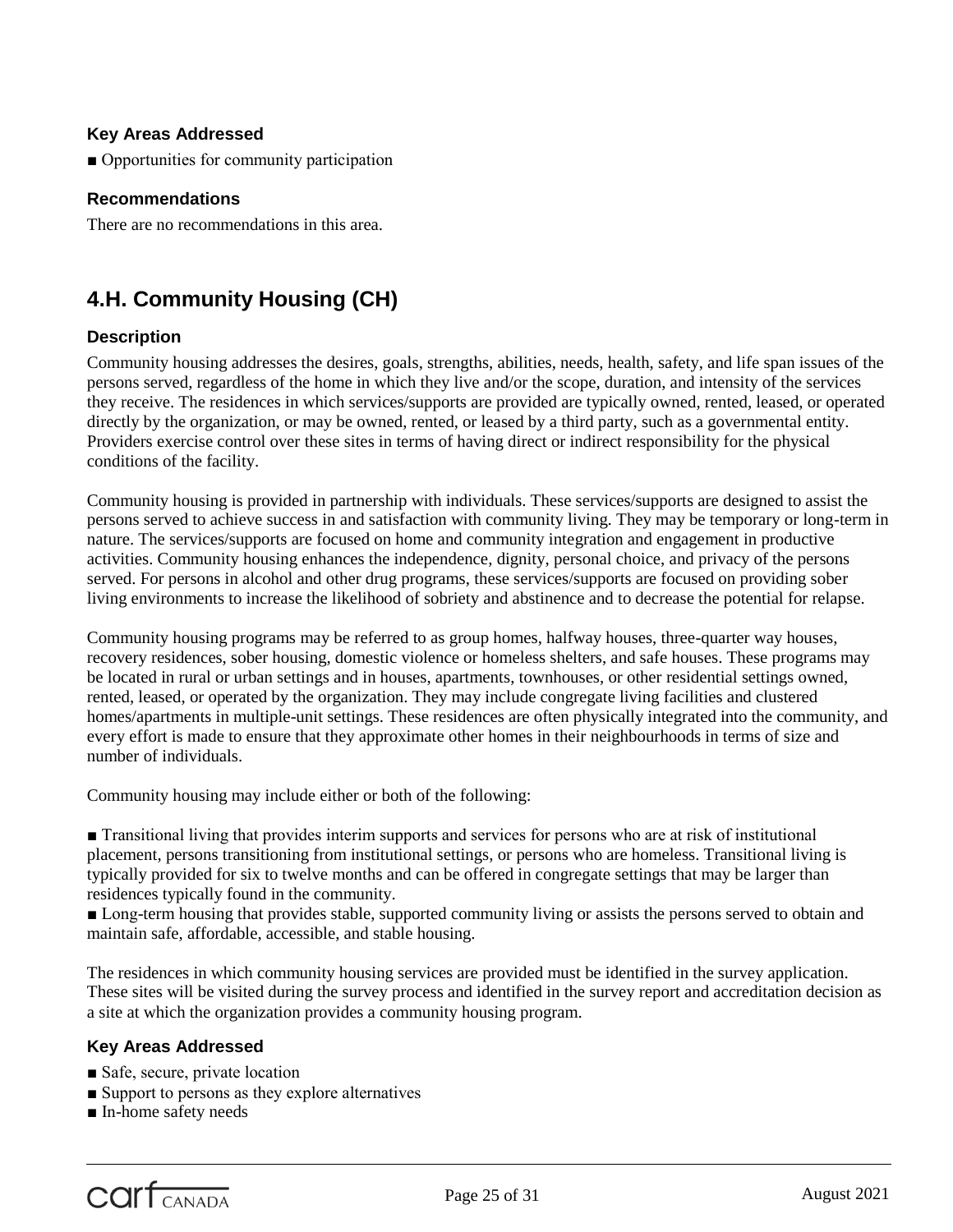### Key Areas Addressed

- Opportunities for community participation

### Recommendations

There are no recommendations in this area.

## 4.H. Community Housing (CH)

### Description

Community housing addresses the desires, goals, strengths, abilities, needs, health, safety, and life span issues of the persons served, regardless of the home in which they live and/or the scope, duration, and intensity of the services they receive. The residences in which services/supports are provided are typically owned, rented, leased, or operated directly by the organization, or may be owned, rented, or leased by a third party, such as a governmental entity. Providers exercise control over these sites in terms of having direct or indirect responsibility for the physical conditions of the facility.

Community housing is provided in partnership with individuals. These services/supports are designed to assist the persons served to achieve success in and satisfaction with community living. They may be temporary or long-term in nature. The services/supports are focused on home and community integration and engagement in productive activities. Community housing enhances the independence, dignity, personal choice, and privacy of the persons served. For persons in alcohol and other drug programs, these services/supports are focused on providing sober living environments to increase the likelihood of sobriety and abstinence and to decrease the potential for relapse.

Community housing programs may be referred to as group homes, halfway houses, three-quarter way houses, recovery residences, sober housing, domestic violence or homeless shelters, and safe houses. These programs may be located in rural or urban settings and in houses, apartments, townhouses, or other residential settings owned, rented, leased, or operated by the organization. They may include congregate living facilities and clustered homes/apartments in multiple-unit settings. These residences are often physically integrated into the community, and every effort is made to ensure that they approximate other homes in their neighbourhoods in terms of size and number of individuals.

Community housing may include either or both of the following:

- Transitional living that provides interim supports and services for persons who are at risk of institutional placement, persons transitioning from institutional settings, or persons who are homeless. Transitional living is typically provided for six to twelve months and can be offered in congregate settings that may be larger than residences typically found in the community.
- Long-term housing that provides stable, supported community living or assists the persons served to obtain and maintain safe, affordable, accessible, and stable housing.

The residences in which community housing services are provided must be identified in the survey application. These sites will be visited during the survey process and identified in the survey report and accreditation decision as a site at which the organization provides a community housing program.

### Key Areas Addressed

- Safe, secure, private location
- Support to persons as they explore alternatives
- In-home safety needs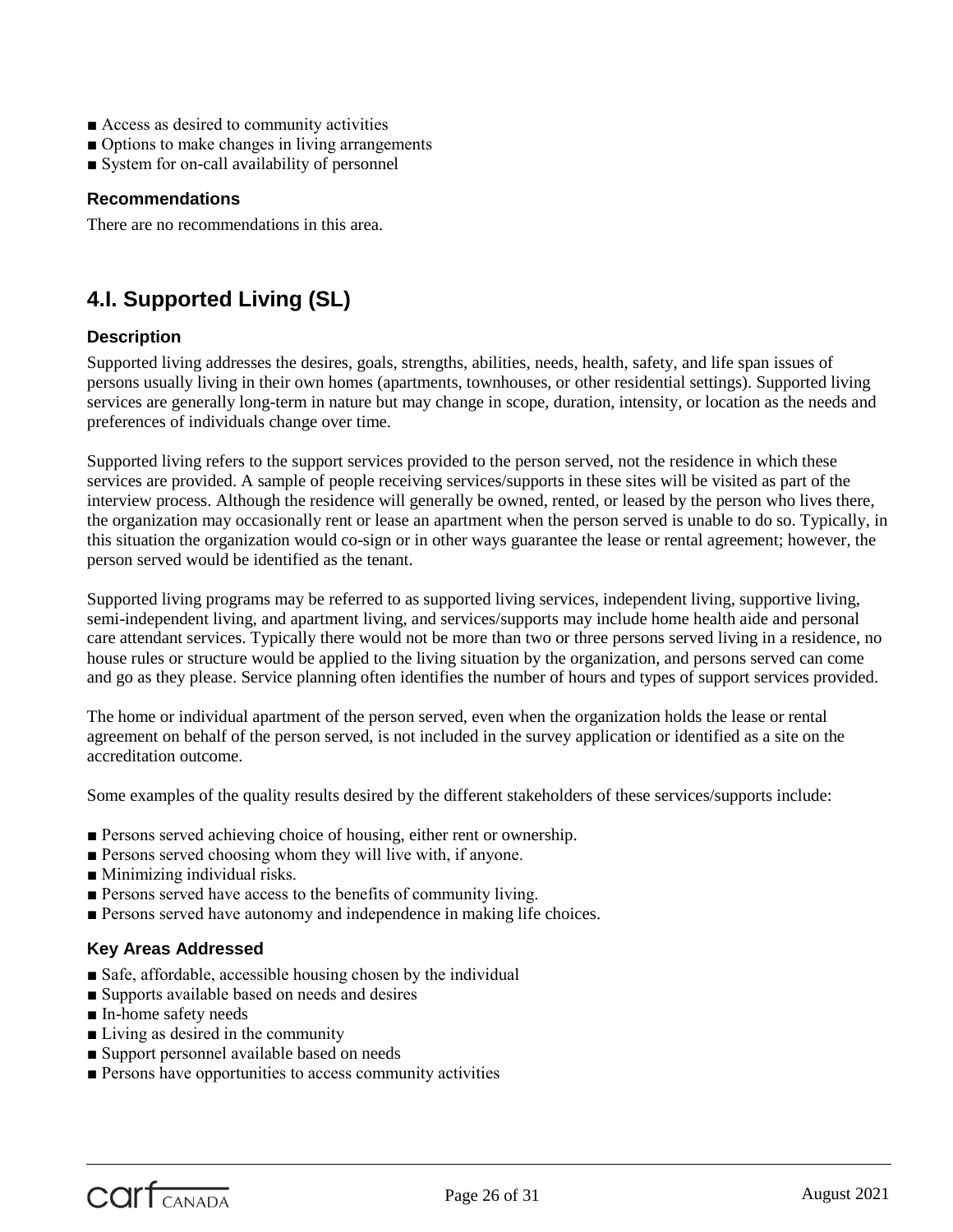- Access as desired to community activities
- Options to make changes in living arrangements
- System for on-call availability of personnel

### Recommendations

There are no recommendations in this area.

## 4.I. Supported Living (SL)

### Description

Supported living addresses the desires, goals, strengths, abilities, needs, health, safety, and life span issues of persons usually living in their own homes (apartments, townhouses, or other residential settings). Supported living services are generally long-term in nature but may change in scope, duration, intensity, or location as the needs and preferences of individuals change over time.

Supported living refers to the support services provided to the person served, not the residence in which these services are provided. A sample of people receiving services/supports in these sites will be visited as part of the interview process. Although the residence will generally be owned, rented, or leased by the person who lives there, the organization may occasionally rent or lease an apartment when the person served is unable to do so. Typically, in this situation the organization would co-sign or in other ways guarantee the lease or rental agreement; however, the person served would be identified as the tenant.

Supported living programs may be referred to as supported living services, independent living, supportive living, semi-independent living, and apartment living, and services/supports may include home health aide and personal care attendant services. Typically there would not be more than two or three persons served living in a residence, no house rules or structure would be applied to the living situation by the organization, and persons served can come and go as they please. Service planning often identifies the number of hours and types of support services provided.

The home or individual apartment of the person served, even when the organization holds the lease or rental agreement on behalf of the person served, is not included in the survey application or identified as a site on the accreditation outcome.

Some examples of the quality results desired by the different stakeholders of these services/supports include:

- Persons served achieving choice of housing, either rent or ownership.
- Persons served choosing whom they will live with, if anyone.
- Minimizing individual risks.
- Persons served have access to the benefits of community living.
- Persons served have autonomy and independence in making life choices.

### Key Areas Addressed

- Safe, affordable, accessible housing chosen by the individual
- Supports available based on needs and desires
- In-home safety needs
- Living as desired in the community
- Support personnel available based on needs
- Persons have opportunities to access community activities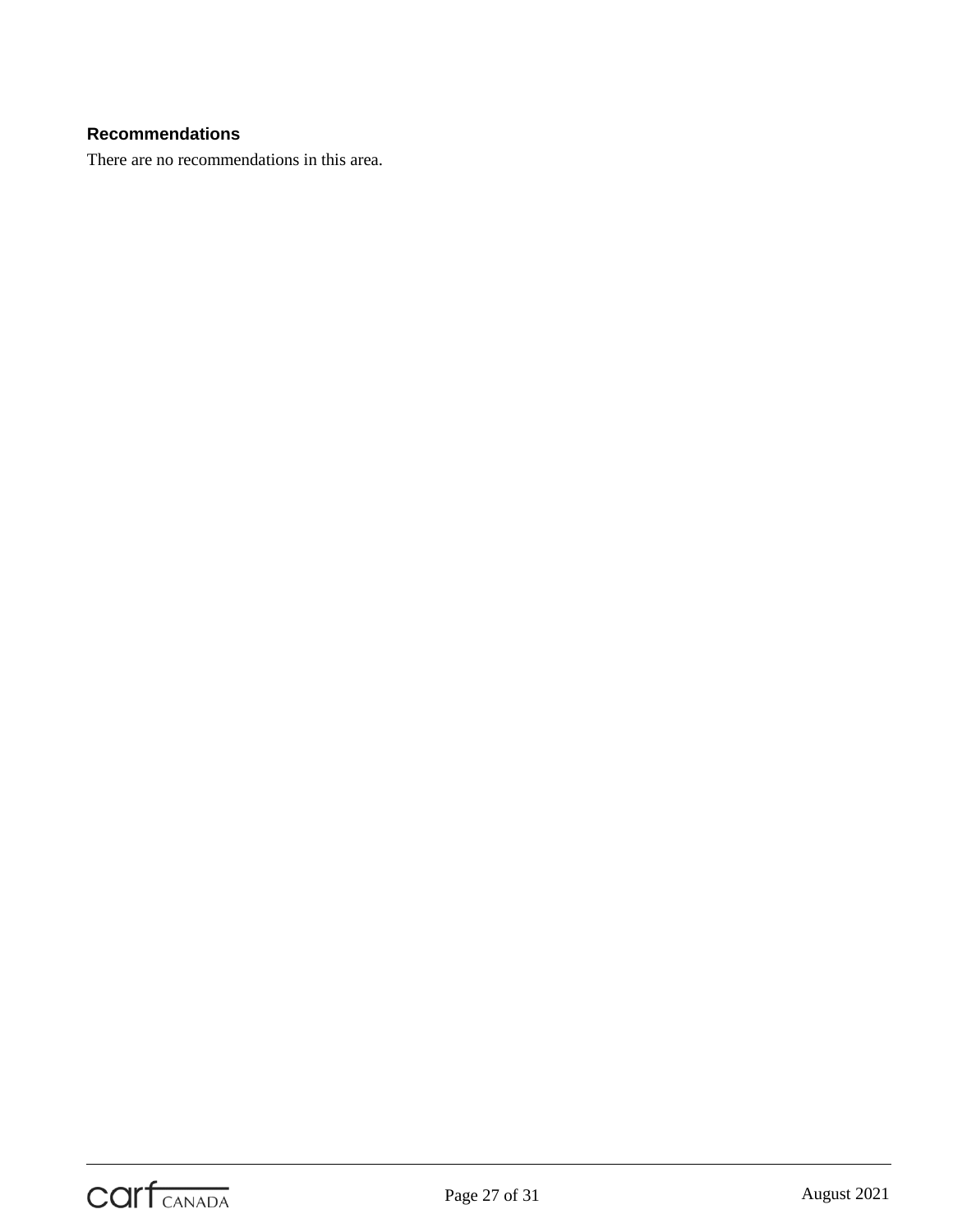**Recommendations**

There are no recommendations in this area.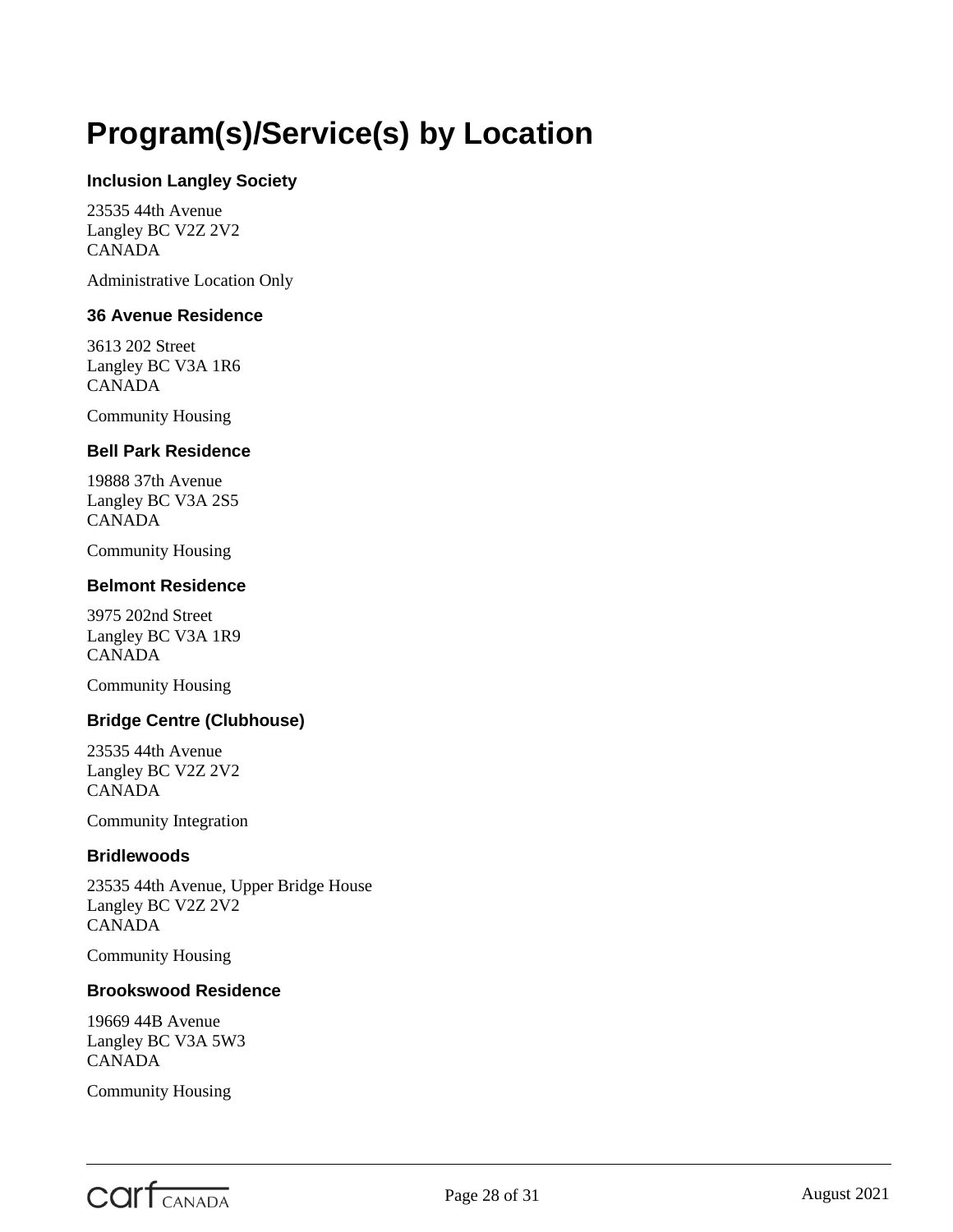# Program(s)/Service(s) by Location

### Inclusion Langley Society

23535 44th Avenue
Langley BC V2Z 2V2
CANADA

Administrative Location Only

### 36 Avenue Residence

3613 202 Street
Langley BC V3A 1R6
CANADA

Community Housing

### Bell Park Residence

19888 37th Avenue
Langley BC V3A 2S5
CANADA

Community Housing

### Belmont Residence

3975 202nd Street
Langley BC V3A 1R9
CANADA

Community Housing

### Bridge Centre (Clubhouse)

23535 44th Avenue
Langley BC V2Z 2V2
CANADA

Community Integration

### Bridlewoods

23535 44th Avenue, Upper Bridge House
Langley BC V2Z 2V2
CANADA

Community Housing

### Brookswood Residence

19669 44B Avenue
Langley BC V3A 5W3
CANADA

Community Housing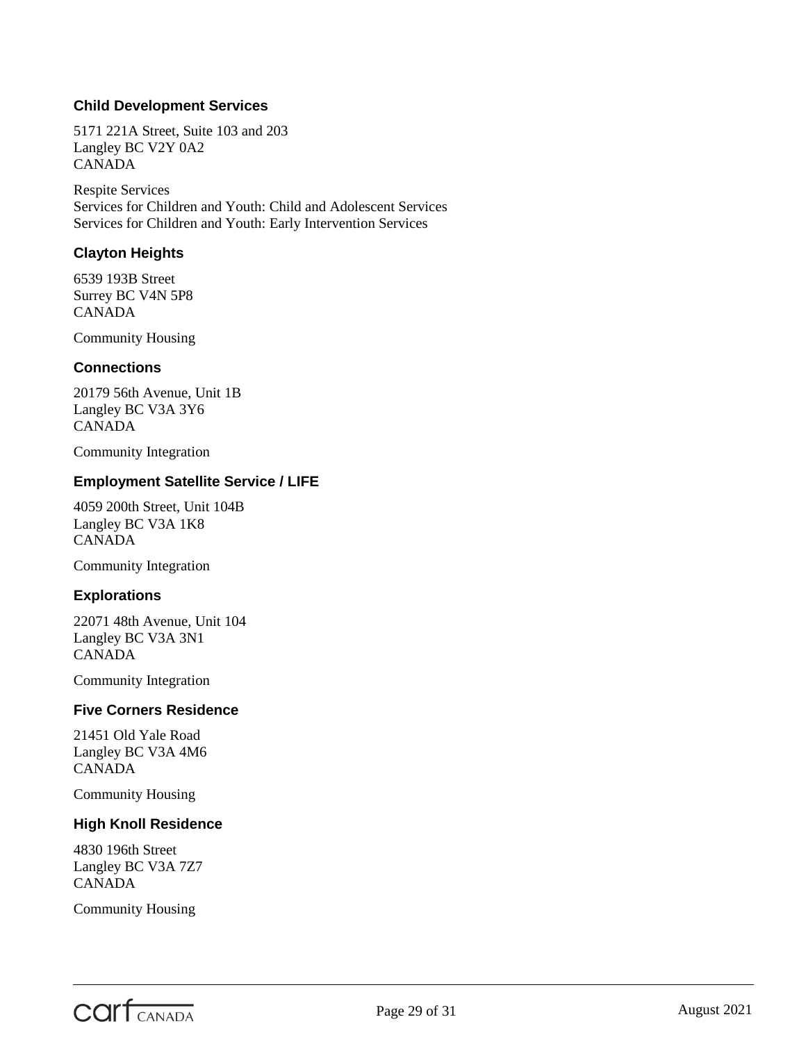### Child Development Services

5171 221A Street, Suite 103 and 203
Langley BC V2Y 0A2
CANADA

Respite Services
Services for Children and Youth: Child and Adolescent Services
Services for Children and Youth: Early Intervention Services

### Clayton Heights

6539 193B Street
Surrey BC V4N 5P8
CANADA

Community Housing

### Connections

20179 56th Avenue, Unit 1B
Langley BC V3A 3Y6
CANADA

Community Integration

### Employment Satellite Service / LIFE

4059 200th Street, Unit 104B
Langley BC V3A 1K8
CANADA

Community Integration

### Explorations

22071 48th Avenue, Unit 104
Langley BC V3A 3N1
CANADA

Community Integration

### Five Corners Residence

21451 Old Yale Road
Langley BC V3A 4M6
CANADA

Community Housing

### High Knoll Residence

4830 196th Street
Langley BC V3A 7Z7
CANADA

Community Housing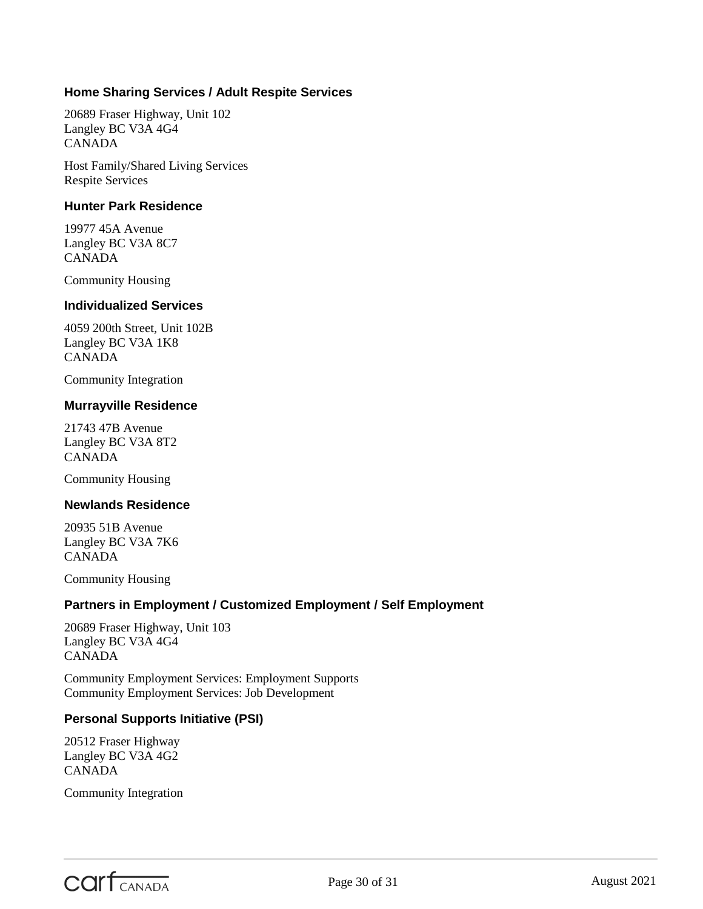### Home Sharing Services / Adult Respite Services

20689 Fraser Highway, Unit 102
Langley BC V3A 4G4
CANADA

Host Family/Shared Living Services
Respite Services

### Hunter Park Residence

19977 45A Avenue
Langley BC V3A 8C7
CANADA

Community Housing

### Individualized Services

4059 200th Street, Unit 102B
Langley BC V3A 1K8
CANADA

Community Integration

### Murrayville Residence

21743 47B Avenue
Langley BC V3A 8T2
CANADA

Community Housing

### Newlands Residence

20935 51B Avenue
Langley BC V3A 7K6
CANADA

Community Housing

### Partners in Employment / Customized Employment / Self Employment

20689 Fraser Highway, Unit 103
Langley BC V3A 4G4
CANADA

Community Employment Services: Employment Supports
Community Employment Services: Job Development

### Personal Supports Initiative (PSI)

20512 Fraser Highway
Langley BC V3A 4G2
CANADA

Community Integration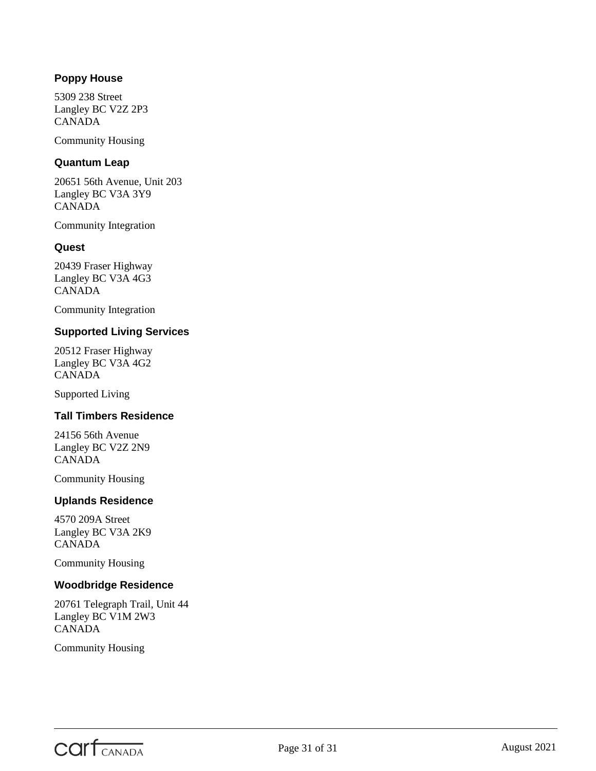### Poppy House

5309 238 Street
Langley BC V2Z 2P3
CANADA

Community Housing

### Quantum Leap

20651 56th Avenue, Unit 203
Langley BC V3A 3Y9
CANADA

Community Integration

### Quest

20439 Fraser Highway
Langley BC V3A 4G3
CANADA

Community Integration

### Supported Living Services

20512 Fraser Highway
Langley BC V3A 4G2
CANADA

Supported Living

### Tall Timbers Residence

24156 56th Avenue
Langley BC V2Z 2N9
CANADA

Community Housing

### Uplands Residence

4570 209A Street
Langley BC V3A 2K9
CANADA

Community Housing

### Woodbridge Residence

20761 Telegraph Trail, Unit 44
Langley BC V1M 2W3
CANADA

Community Housing